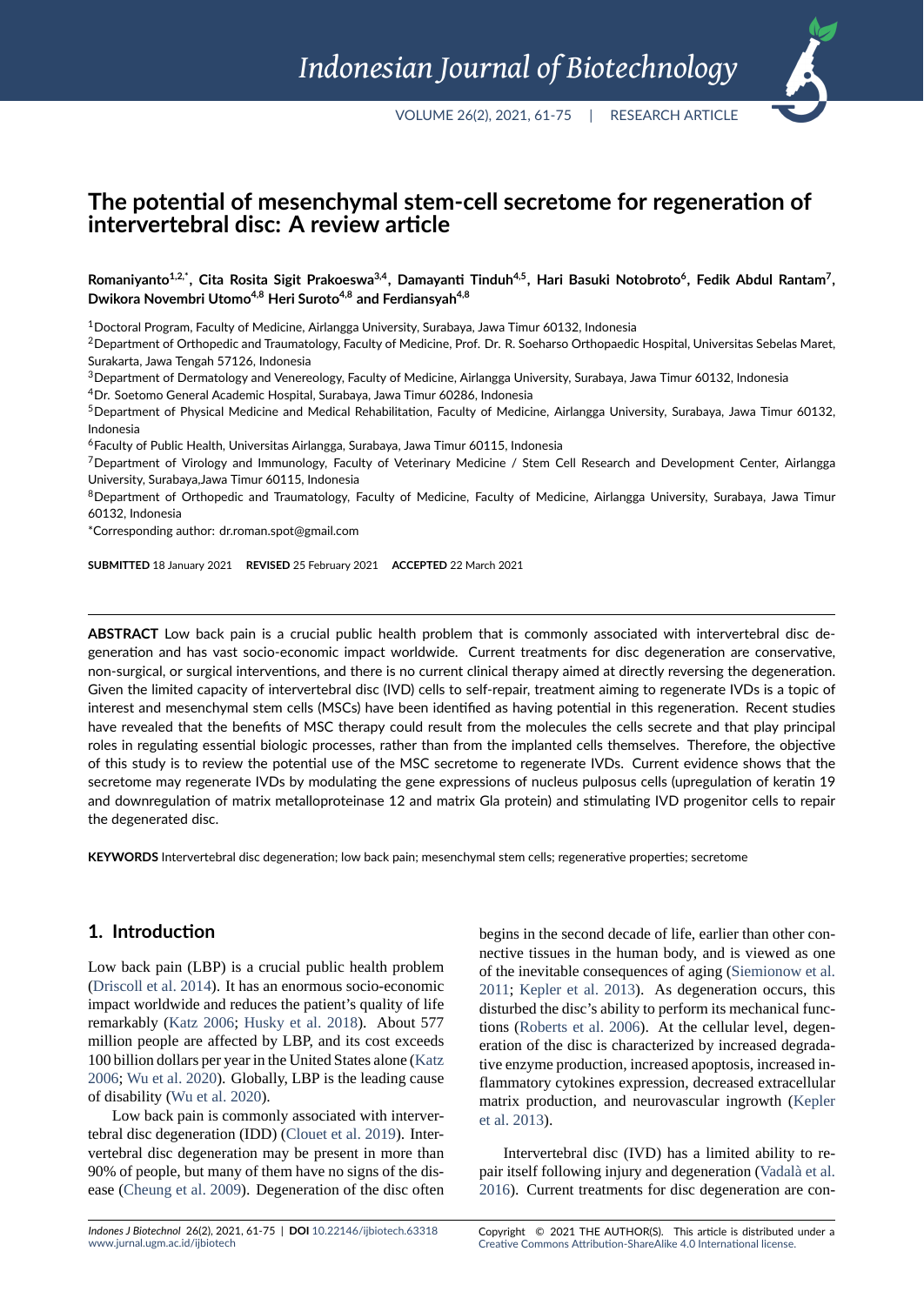# The potential of mesenchymal stem-cell secretome for regeneration of intervertebral disc: A review article

**Romaniyanto[1,2,*], Cita Rosita Sigit Prakoeswa[3,4], Damayanti Tinduh[4,5], Hari Basuki Notobroto[6], Fedik Abdul Rantam[7], Dwikora Novembri Utomo[4,8] Heri Suroto[4,8] and Ferdiansyah[4,8]**

[1]Doctoral Program, Faculty of Medicine, Airlangga University, Surabaya, Jawa Timur 60132, Indonesia

[2]Department of Orthopedic and Traumatology, Faculty of Medicine, Prof. Dr. R. Soeharso Orthopaedic Hospital, Universitas Sebelas Maret, Surakarta, Jawa Tengah 57126, Indonesia

[3]Department of Dermatology and Venereology, Faculty of Medicine, Airlangga University, Surabaya, Jawa Timur 60132, Indonesia

[4]Dr. Soetomo General Academic Hospital, Surabaya, Jawa Timur 60286, Indonesia

[5]Department of Physical Medicine and Medical Rehabilitation, Faculty of Medicine, Airlangga University, Surabaya, Jawa Timur 60132, Indonesia

[6]Faculty of Public Health, Universitas Airlangga, Surabaya, Jawa Timur 60115, Indonesia

[7]Department of Virology and Immunology, Faculty of Veterinary Medicine / Stem Cell Research and Development Center, Airlangga University, Surabaya,Jawa Timur 60115, Indonesia

[8]Department of Orthopedic and Traumatology, Faculty of Medicine, Faculty of Medicine, Airlangga University, Surabaya, Jawa Timur 60132, Indonesia

*Corresponding author: dr.roman.spot@gmail.com

**SUBMITTED** 18 January 2021 **REVISED** 25 February 2021 **ACCEPTED** 22 March 2021

**ABSTRACT** Low back pain is a crucial public health problem that is commonly associated with intervertebral disc degeneration and has vast socio-economic impact worldwide. Current treatments for disc degeneration are conservative, non-surgical, or surgical interventions, and there is no current clinical therapy aimed at directly reversing the degeneration. Given the limited capacity of intervertebral disc (IVD) cells to self-repair, treatment aiming to regenerate IVDs is a topic of interest and mesenchymal stem cells (MSCs) have been identified as having potential in this regeneration. Recent studies have revealed that the benefits of MSC therapy could result from the molecules the cells secrete and that play principal roles in regulating essential biologic processes, rather than from the implanted cells themselves. Therefore, the objective of this study is to review the potential use of the MSC secretome to regenerate IVDs. Current evidence shows that the secretome may regenerate IVDs by modulating the gene expressions of nucleus pulposus cells (upregulation of keratin 19 and downregulation of matrix metalloproteinase 12 and matrix Gla protein) and stimulating IVD progenitor cells to repair the degenerated disc.

**KEYWORDS** Intervertebral disc degeneration; low back pain; mesenchymal stem cells; regenerative properties; secretome

## 1. Introduction

Low back pain (LBP) is a crucial public health problem (Driscoll et al. 2014). It has an enormous socio-economic impact worldwide and reduces the patient's quality of life remarkably (Katz 2006; Husky et al. 2018). About 577 million people are affected by LBP, and its cost exceeds 100 billion dollars per year in the United States alone (Katz 2006; Wu et al. 2020). Globally, LBP is the leading cause of disability (Wu et al. 2020).

Low back pain is commonly associated with intervertebral disc degeneration (IDD) (Clouet et al. 2019). Intervertebral disc degeneration may be present in more than 90% of people, but many of them have no signs of the disease (Cheung et al. 2009). Degeneration of the disc often begins in the second decade of life, earlier than other connective tissues in the human body, and is viewed as one of the inevitable consequences of aging (Siemionow et al. 2011; Kepler et al. 2013). As degeneration occurs, this disturbed the disc's ability to perform its mechanical functions (Roberts et al. 2006). At the cellular level, degeneration of the disc is characterized by increased degradative enzyme production, increased apoptosis, increased inflammatory cytokines expression, decreased extracellular matrix production, and neurovascular ingrowth (Kepler et al. 2013).

Intervertebral disc (IVD) has a limited ability to repair itself following injury and degeneration (Vadalà et al. 2016). Current treatments for disc degeneration are con-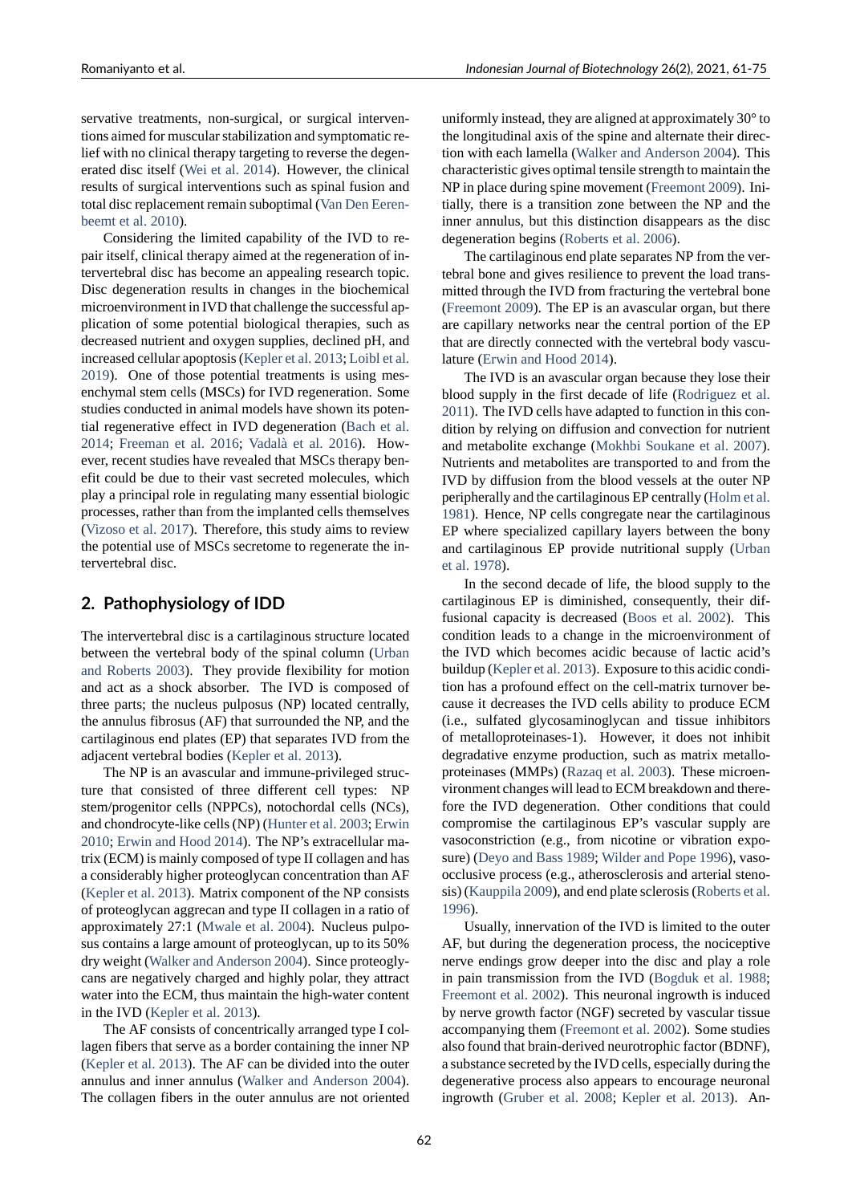servative treatments, non-surgical, or surgical interventions aimed for muscular stabilization and symptomatic relief with no clinical therapy targeting to reverse the degenerated disc itself (Wei et al. 2014). However, the clinical results of surgical interventions such as spinal fusion and total disc replacement remain suboptimal (Van Den Eerenbeemt et al. 2010).

Considering the limited capability of the IVD to repair itself, clinical therapy aimed at the regeneration of intervertebral disc has become an appealing research topic. Disc degeneration results in changes in the biochemical microenvironment in IVD that challenge the successful application of some potential biological therapies, such as decreased nutrient and oxygen supplies, declined pH, and increased cellular apoptosis (Kepler et al. 2013; Loibl et al. 2019). One of those potential treatments is using mesenchymal stem cells (MSCs) for IVD regeneration. Some studies conducted in animal models have shown its potential regenerative effect in IVD degeneration (Bach et al. 2014; Freeman et al. 2016; Vadalà et al. 2016). However, recent studies have revealed that MSCs therapy benefit could be due to their vast secreted molecules, which play a principal role in regulating many essential biologic processes, rather than from the implanted cells themselves (Vizoso et al. 2017). Therefore, this study aims to review the potential use of MSCs secretome to regenerate the intervertebral disc.

## 2. Pathophysiology of IDD

The intervertebral disc is a cartilaginous structure located between the vertebral body of the spinal column (Urban and Roberts 2003). They provide flexibility for motion and act as a shock absorber. The IVD is composed of three parts; the nucleus pulposus (NP) located centrally, the annulus fibrosus (AF) that surrounded the NP, and the cartilaginous end plates (EP) that separates IVD from the adjacent vertebral bodies (Kepler et al. 2013).

The NP is an avascular and immune-privileged structure that consisted of three different cell types: NP stem/progenitor cells (NPPCs), notochordal cells (NCs), and chondrocyte-like cells (NP) (Hunter et al. 2003; Erwin 2010; Erwin and Hood 2014). The NP's extracellular matrix (ECM) is mainly composed of type II collagen and has a considerably higher proteoglycan concentration than AF (Kepler et al. 2013). Matrix component of the NP consists of proteoglycan aggrecan and type II collagen in a ratio of approximately 27:1 (Mwale et al. 2004). Nucleus pulposus contains a large amount of proteoglycan, up to its 50% dry weight (Walker and Anderson 2004). Since proteoglycans are negatively charged and highly polar, they attract water into the ECM, thus maintain the high-water content in the IVD (Kepler et al. 2013).

The AF consists of concentrically arranged type I collagen fibers that serve as a border containing the inner NP (Kepler et al. 2013). The AF can be divided into the outer annulus and inner annulus (Walker and Anderson 2004). The collagen fibers in the outer annulus are not oriented uniformly instead, they are aligned at approximately 30° to the longitudinal axis of the spine and alternate their direction with each lamella (Walker and Anderson 2004). This characteristic gives optimal tensile strength to maintain the NP in place during spine movement (Freemont 2009). Initially, there is a transition zone between the NP and the inner annulus, but this distinction disappears as the disc degeneration begins (Roberts et al. 2006).

The cartilaginous end plate separates NP from the vertebral bone and gives resilience to prevent the load transmitted through the IVD from fracturing the vertebral bone (Freemont 2009). The EP is an avascular organ, but there are capillary networks near the central portion of the EP that are directly connected with the vertebral body vasculature (Erwin and Hood 2014).

The IVD is an avascular organ because they lose their blood supply in the first decade of life (Rodriguez et al. 2011). The IVD cells have adapted to function in this condition by relying on diffusion and convection for nutrient and metabolite exchange (Mokhbi Soukane et al. 2007). Nutrients and metabolites are transported to and from the IVD by diffusion from the blood vessels at the outer NP peripherally and the cartilaginous EP centrally (Holm et al. 1981). Hence, NP cells congregate near the cartilaginous EP where specialized capillary layers between the bony and cartilaginous EP provide nutritional supply (Urban et al. 1978).

In the second decade of life, the blood supply to the cartilaginous EP is diminished, consequently, their diffusional capacity is decreased (Boos et al. 2002). This condition leads to a change in the microenvironment of the IVD which becomes acidic because of lactic acid's buildup (Kepler et al. 2013). Exposure to this acidic condition has a profound effect on the cell-matrix turnover because it decreases the IVD cells ability to produce ECM (i.e., sulfated glycosaminoglycan and tissue inhibitors of metalloproteinases-1). However, it does not inhibit degradative enzyme production, such as matrix metalloproteinases (MMPs) (Razaq et al. 2003). These microenvironment changes will lead to ECM breakdown and therefore the IVD degeneration. Other conditions that could compromise the cartilaginous EP's vascular supply are vasoconstriction (e.g., from nicotine or vibration exposure) (Deyo and Bass 1989; Wilder and Pope 1996), vasoocclusive process (e.g., atherosclerosis and arterial stenosis) (Kauppila 2009), and end plate sclerosis (Roberts et al. 1996).

Usually, innervation of the IVD is limited to the outer AF, but during the degeneration process, the nociceptive nerve endings grow deeper into the disc and play a role in pain transmission from the IVD (Bogduk et al. 1988; Freemont et al. 2002). This neuronal ingrowth is induced by nerve growth factor (NGF) secreted by vascular tissue accompanying them (Freemont et al. 2002). Some studies also found that brain-derived neurotrophic factor (BDNF), a substance secreted by the IVD cells, especially during the degenerative process also appears to encourage neuronal ingrowth (Gruber et al. 2008; Kepler et al. 2013). An-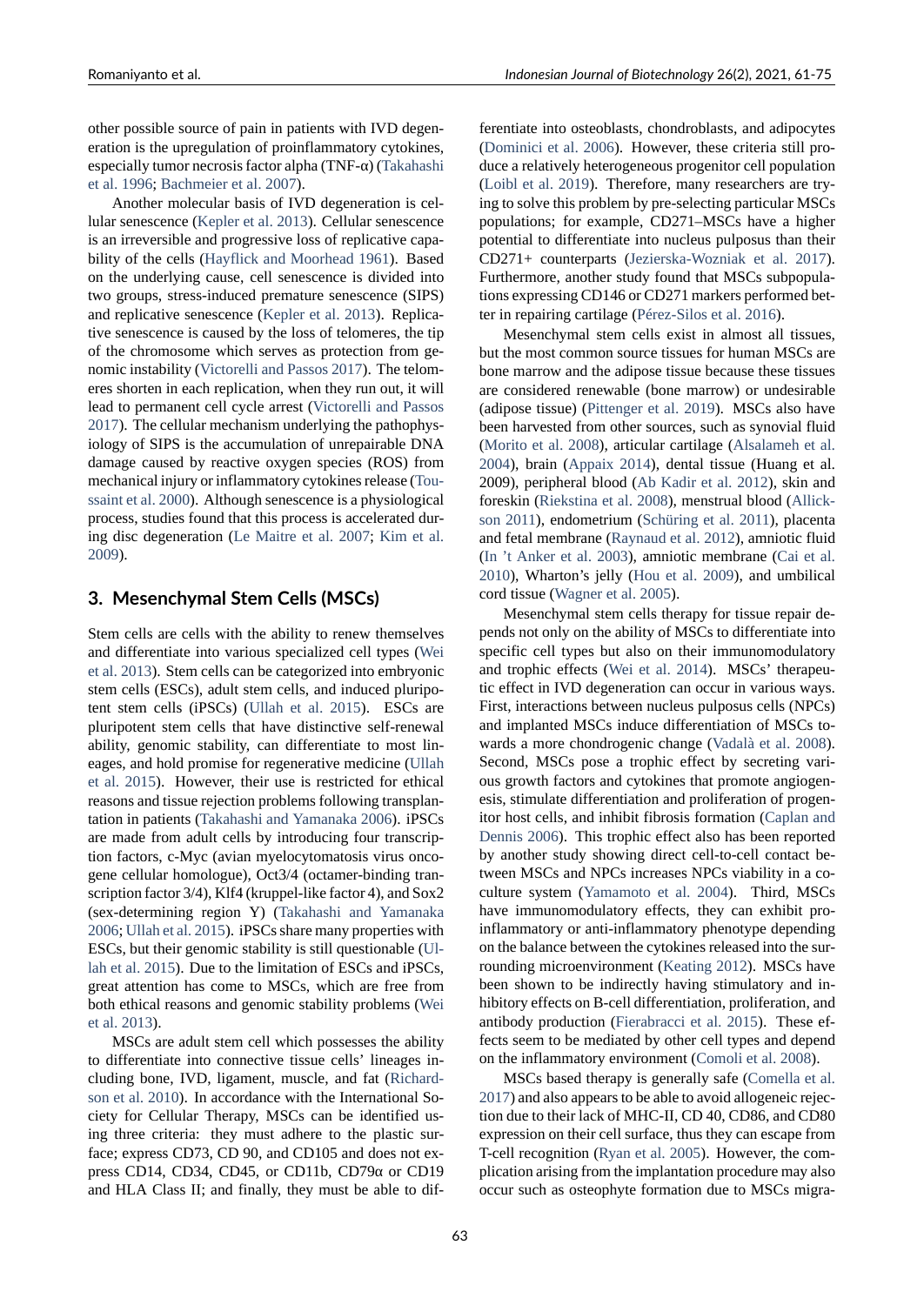other possible source of pain in patients with IVD degeneration is the upregulation of proinflammatory cytokines, especially tumor necrosis factor alpha (TNF-α) (Takahashi et al. 1996; Bachmeier et al. 2007).

Another molecular basis of IVD degeneration is cellular senescence (Kepler et al. 2013). Cellular senescence is an irreversible and progressive loss of replicative capability of the cells (Hayflick and Moorhead 1961). Based on the underlying cause, cell senescence is divided into two groups, stress-induced premature senescence (SIPS) and replicative senescence (Kepler et al. 2013). Replicative senescence is caused by the loss of telomeres, the tip of the chromosome which serves as protection from genomic instability (Victorelli and Passos 2017). The telomeres shorten in each replication, when they run out, it will lead to permanent cell cycle arrest (Victorelli and Passos 2017). The cellular mechanism underlying the pathophysiology of SIPS is the accumulation of unrepairable DNA damage caused by reactive oxygen species (ROS) from mechanical injury or inflammatory cytokines release (Toussaint et al. 2000). Although senescence is a physiological process, studies found that this process is accelerated during disc degeneration (Le Maitre et al. 2007; Kim et al. 2009).

## 3. Mesenchymal Stem Cells (MSCs)

Stem cells are cells with the ability to renew themselves and differentiate into various specialized cell types (Wei et al. 2013). Stem cells can be categorized into embryonic stem cells (ESCs), adult stem cells, and induced pluripotent stem cells (iPSCs) (Ullah et al. 2015). ESCs are pluripotent stem cells that have distinctive self-renewal ability, genomic stability, can differentiate to most lineages, and hold promise for regenerative medicine (Ullah et al. 2015). However, their use is restricted for ethical reasons and tissue rejection problems following transplantation in patients (Takahashi and Yamanaka 2006). iPSCs are made from adult cells by introducing four transcription factors, c-Myc (avian myelocytomatosis virus oncogene cellular homologue), Oct3/4 (octamer-binding transcription factor 3/4), Klf4 (kruppel-like factor 4), and Sox2 (sex-determining region Y) (Takahashi and Yamanaka 2006; Ullah et al. 2015). iPSCs share many properties with ESCs, but their genomic stability is still questionable (Ullah et al. 2015). Due to the limitation of ESCs and iPSCs, great attention has come to MSCs, which are free from both ethical reasons and genomic stability problems (Wei et al. 2013).

MSCs are adult stem cell which possesses the ability to differentiate into connective tissue cells' lineages including bone, IVD, ligament, muscle, and fat (Richardson et al. 2010). In accordance with the International Society for Cellular Therapy, MSCs can be identified using three criteria: they must adhere to the plastic surface; express CD73, CD 90, and CD105 and does not express CD14, CD34, CD45, or CD11b, CD79α or CD19 and HLA Class II; and finally, they must be able to differentiate into osteoblasts, chondroblasts, and adipocytes (Dominici et al. 2006). However, these criteria still produce a relatively heterogeneous progenitor cell population (Loibl et al. 2019). Therefore, many researchers are trying to solve this problem by pre-selecting particular MSCs populations; for example, CD271–MSCs have a higher potential to differentiate into nucleus pulposus than their CD271+ counterparts (Jezierska-Wozniak et al. 2017). Furthermore, another study found that MSCs subpopulations expressing CD146 or CD271 markers performed better in repairing cartilage (Pérez-Silos et al. 2016).

Mesenchymal stem cells exist in almost all tissues, but the most common source tissues for human MSCs are bone marrow and the adipose tissue because these tissues are considered renewable (bone marrow) or undesirable (adipose tissue) (Pittenger et al. 2019). MSCs also have been harvested from other sources, such as synovial fluid (Morito et al. 2008), articular cartilage (Alsalameh et al. 2004), brain (Appaix 2014), dental tissue (Huang et al. 2009), peripheral blood (Ab Kadir et al. 2012), skin and foreskin (Riekstina et al. 2008), menstrual blood (Allickson 2011), endometrium (Schüring et al. 2011), placenta and fetal membrane (Raynaud et al. 2012), amniotic fluid (In 't Anker et al. 2003), amniotic membrane (Cai et al. 2010), Wharton's jelly (Hou et al. 2009), and umbilical cord tissue (Wagner et al. 2005).

Mesenchymal stem cells therapy for tissue repair depends not only on the ability of MSCs to differentiate into specific cell types but also on their immunomodulatory and trophic effects (Wei et al. 2014). MSCs' therapeutic effect in IVD degeneration can occur in various ways. First, interactions between nucleus pulposus cells (NPCs) and implanted MSCs induce differentiation of MSCs towards a more chondrogenic change (Vadalà et al. 2008). Second, MSCs pose a trophic effect by secreting various growth factors and cytokines that promote angiogenesis, stimulate differentiation and proliferation of progenitor host cells, and inhibit fibrosis formation (Caplan and Dennis 2006). This trophic effect also has been reported by another study showing direct cell-to-cell contact between MSCs and NPCs increases NPCs viability in a coculture system (Yamamoto et al. 2004). Third, MSCs have immunomodulatory effects, they can exhibit proinflammatory or anti-inflammatory phenotype depending on the balance between the cytokines released into the surrounding microenvironment (Keating 2012). MSCs have been shown to be indirectly having stimulatory and inhibitory effects on B-cell differentiation, proliferation, and antibody production (Fierabracci et al. 2015). These effects seem to be mediated by other cell types and depend on the inflammatory environment (Comoli et al. 2008).

MSCs based therapy is generally safe (Comella et al. 2017) and also appears to be able to avoid allogeneic rejection due to their lack of MHC-II, CD 40, CD86, and CD80 expression on their cell surface, thus they can escape from T-cell recognition (Ryan et al. 2005). However, the complication arising from the implantation procedure may also occur such as osteophyte formation due to MSCs migra-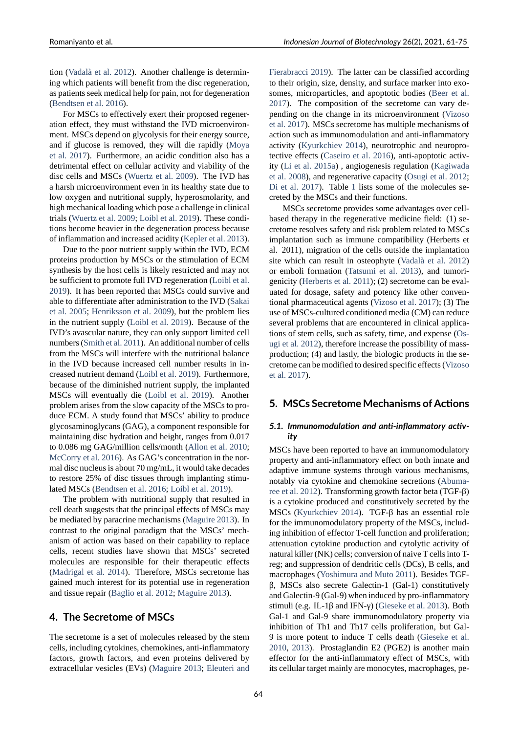tion (Vadalà et al. 2012). Another challenge is determining which patients will benefit from the disc regeneration, as patients seek medical help for pain, not for degeneration (Bendtsen et al. 2016).

For MSCs to effectively exert their proposed regeneration effect, they must withstand the IVD microenvironment. MSCs depend on glycolysis for their energy source, and if glucose is removed, they will die rapidly (Moya et al. 2017). Furthermore, an acidic condition also has a detrimental effect on cellular activity and viability of the disc cells and MSCs (Wuertz et al. 2009). The IVD has a harsh microenvironment even in its healthy state due to low oxygen and nutritional supply, hyperosmolarity, and high mechanical loading which pose a challenge in clinical trials (Wuertz et al. 2009; Loibl et al. 2019). These conditions become heavier in the degeneration process because of inflammation and increased acidity (Kepler et al. 2013).

Due to the poor nutrient supply within the IVD, ECM proteins production by MSCs or the stimulation of ECM synthesis by the host cells is likely restricted and may not be sufficient to promote full IVD regeneration (Loibl et al. 2019). It has been reported that MSCs could survive and able to differentiate after administration to the IVD (Sakai et al. 2005; Henriksson et al. 2009), but the problem lies in the nutrient supply (Loibl et al. 2019). Because of the IVD's avascular nature, they can only support limited cell numbers (Smith et al. 2011). An additional number of cells from the MSCs will interfere with the nutritional balance in the IVD because increased cell number results in increased nutrient demand (Loibl et al. 2019). Furthermore, because of the diminished nutrient supply, the implanted MSCs will eventually die (Loibl et al. 2019). Another problem arises from the slow capacity of the MSCs to produce ECM. A study found that MSCs' ability to produce glycosaminoglycans (GAG), a component responsible for maintaining disc hydration and height, ranges from 0.017 to 0.086 mg GAG/million cells/month (Allon et al. 2010; McCorry et al. 2016). As GAG's concentration in the normal disc nucleus is about 70 mg/mL, it would take decades to restore 25% of disc tissues through implanting stimulated MSCs (Bendtsen et al. 2016; Loibl et al. 2019).

The problem with nutritional supply that resulted in cell death suggests that the principal effects of MSCs may be mediated by paracrine mechanisms (Maguire 2013). In contrast to the original paradigm that the MSCs' mechanism of action was based on their capability to replace cells, recent studies have shown that MSCs' secreted molecules are responsible for their therapeutic effects (Madrigal et al. 2014). Therefore, MSCs secretome has gained much interest for its potential use in regeneration and tissue repair (Baglio et al. 2012; Maguire 2013).

## 4. The Secretome of MSCs

The secretome is a set of molecules released by the stem cells, including cytokines, chemokines, anti-inflammatory factors, growth factors, and even proteins delivered by extracellular vesicles (EVs) (Maguire 2013; Eleuteri and Fierabracci 2019). The latter can be classified according to their origin, size, density, and surface marker into exosomes, microparticles, and apoptotic bodies (Beer et al. 2017). The composition of the secretome can vary depending on the change in its microenvironment (Vizoso et al. 2017). MSCs secretome has multiple mechanisms of action such as immunomodulation and anti-inflammatory activity (Kyurkchiev 2014), neurotrophic and neuroprotective effects (Caseiro et al. 2016), anti-apoptotic activity (Li et al. 2015a) , angiogenesis regulation (Kagiwada et al. 2008), and regenerative capacity (Osugi et al. 2012; Di et al. 2017). Table 1 lists some of the molecules secreted by the MSCs and their functions.

MSCs secretome provides some advantages over cell-based therapy in the regenerative medicine field: (1) secretome resolves safety and risk problem related to MSCs implantation such as immune compatibility (Herberts et al. 2011), migration of the cells outside the implantation site which can result in osteophyte (Vadalà et al. 2012) or emboli formation (Tatsumi et al. 2013), and tumorigenicity (Herberts et al. 2011); (2) secretome can be evaluated for dosage, safety and potency like other conventional pharmaceutical agents (Vizoso et al. 2017); (3) The use of MSCs-cultured conditioned media (CM) can reduce several problems that are encountered in clinical applications of stem cells, such as safety, time, and expense (Osugi et al. 2012), therefore increase the possibility of mass-production; (4) and lastly, the biologic products in the secretome can be modified to desired specific effects (Vizoso et al. 2017).

## 5. MSCs Secretome Mechanisms of Actions

### 5.1. Immunomodulation and anti-inflammatory activity

MSCs have been reported to have an immunomodulatory property and anti-inflammatory effect on both innate and adaptive immune systems through various mechanisms, notably via cytokine and chemokine secretions (Abumaree et al. 2012). Transforming growth factor beta (TGF-β) is a cytokine produced and constitutively secreted by the MSCs (Kyurkchiev 2014). TGF-β has an essential role for the immunomodulatory property of the MSCs, including inhibition of effector T-cell function and proliferation; attenuation cytokine production and cytolytic activity of natural killer (NK) cells; conversion of naive T cells into T-reg; and suppression of dendritic cells (DCs), B cells, and macrophages (Yoshimura and Muto 2011). Besides TGF-β, MSCs also secrete Galectin-1 (Gal-1) constitutively and Galectin-9 (Gal-9) when induced by pro-inflammatory stimuli (e.g. IL-1β and IFN-γ) (Gieseke et al. 2013). Both Gal-1 and Gal-9 share immunomodulatory property via inhibition of Th1 and Th17 cells proliferation, but Gal-9 is more potent to induce T cells death (Gieseke et al. 2010, 2013). Prostaglandin E2 (PGE2) is another main effector for the anti-inflammatory effect of MSCs, with its cellular target mainly are monocytes, macrophages, pe-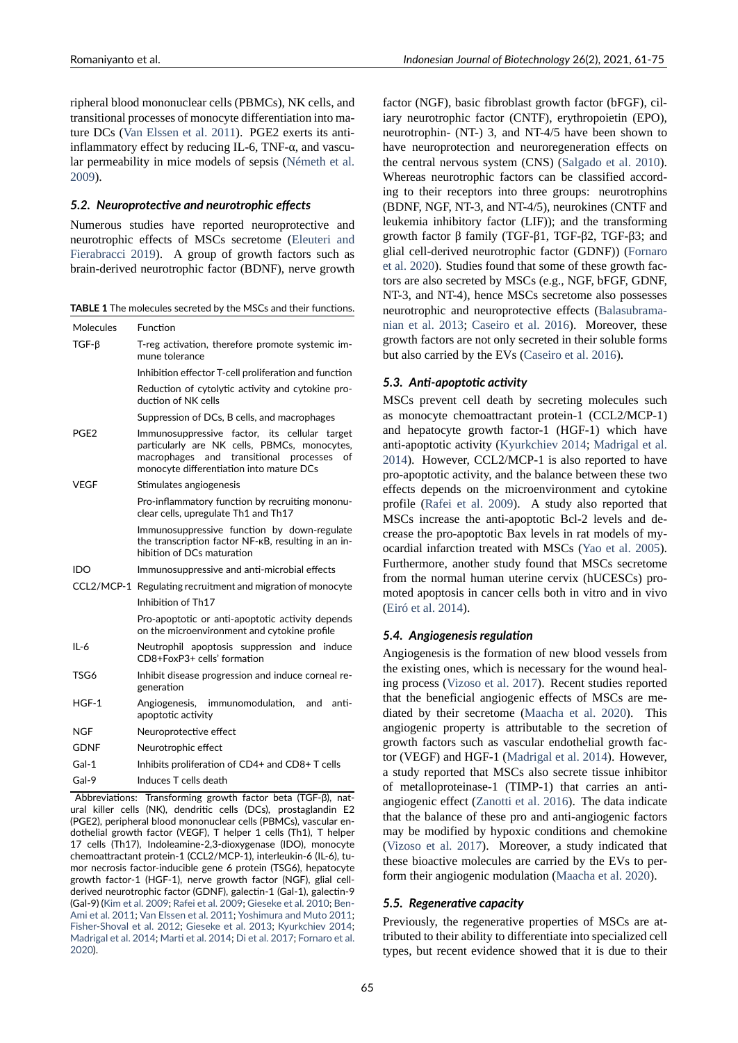ripheral blood mononuclear cells (PBMCs), NK cells, and transitional processes of monocyte differentiation into mature DCs (Van Elssen et al. 2011). PGE2 exerts its anti-inflammatory effect by reducing IL-6, TNF-α, and vascular permeability in mice models of sepsis (Németh et al. 2009).

### *5.2. Neuroprotective and neurotrophic effects*

Numerous studies have reported neuroprotective and neurotrophic effects of MSCs secretome (Eleuteri and Fierabracci 2019). A group of growth factors such as brain-derived neurotrophic factor (BDNF), nerve growth factor (NGF), basic fibroblast growth factor (bFGF), ciliary neurotrophic factor (CNTF), erythropoietin (EPO), neurotrophin- (NT-) 3, and NT-4/5 have been shown to have neuroprotection and neuroregeneration effects on the central nervous system (CNS) (Salgado et al. 2010). Whereas neurotrophic factors can be classified according to their receptors into three groups: neurotrophins (BDNF, NGF, NT-3, and NT-4/5), neurokines (CNTF and leukemia inhibitory factor (LIF)); and the transforming growth factor β family (TGF-β1, TGF-β2, TGF-β3; and glial cell-derived neurotrophic factor (GDNF)) (Fornaro et al. 2020). Studies found that some of these growth factors are also secreted by MSCs (e.g., NGF, bFGF, GDNF, NT-3, and NT-4), hence MSCs secretome also possesses neurotrophic and neuroprotective effects (Balasubramanian et al. 2013; Caseiro et al. 2016). Moreover, these growth factors are not only secreted in their soluble forms but also carried by the EVs (Caseiro et al. 2016).

**TABLE 1** The molecules secreted by the MSCs and their functions.

| Molecules | Function |
|---|---|
| TGF-β | T-reg activation, therefore promote systemic immune tolerance |
| | Inhibition effector T-cell proliferation and function |
| | Reduction of cytolytic activity and cytokine production of NK cells |
| | Suppression of DCs, B cells, and macrophages |
| PGE2 | Immunosuppressive factor, its cellular target particularly are NK cells, PBMCs, monocytes, macrophages and transitional processes of monocyte differentiation into mature DCs |
| VEGF | Stimulates angiogenesis |
| | Pro-inflammatory function by recruiting mononuclear cells, upregulate Th1 and Th17 |
| | Immunosuppressive function by down-regulate the transcription factor NF-κB, resulting in an inhibition of DCs maturation |
| IDO | Immunosuppressive and anti-microbial effects |
| CCL2/MCP-1 | Regulating recruitment and migration of monocyte |
| | Inhibition of Th17 |
| | Pro-apoptotic or anti-apoptotic activity depends on the microenvironment and cytokine profile |
| IL-6 | Neutrophil apoptosis suppression and induce CD8+FoxP3+ cells' formation |
| TSG6 | Inhibit disease progression and induce corneal regeneration |
| HGF-1 | Angiogenesis, immunomodulation, and anti-apoptotic activity |
| NGF | Neuroprotective effect |
| GDNF | Neurotrophic effect |
| Gal-1 | Inhibits proliferation of CD4+ and CD8+ T cells |
| Gal-9 | Induces T cells death |

Abbreviations: Transforming growth factor beta (TGF-β), natural killer cells (NK), dendritic cells (DCs), prostaglandin E2 (PGE2), peripheral blood mononuclear cells (PBMCs), vascular endothelial growth factor (VEGF), T helper 1 cells (Th1), T helper 17 cells (Th17), Indoleamine-2,3-dioxygenase (IDO), monocyte chemoattractant protein-1 (CCL2/MCP-1), interleukin-6 (IL-6), tumor necrosis factor-inducible gene 6 protein (TSG6), hepatocyte growth factor-1 (HGF-1), nerve growth factor (NGF), glial cell-derived neurotrophic factor (GDNF), galectin-1 (Gal-1), galectin-9 (Gal-9) (Kim et al. 2009; Rafei et al. 2009; Gieseke et al. 2010; Ben-Ami et al. 2011; Van Elssen et al. 2011; Yoshimura and Muto 2011; Fisher-Shoval et al. 2012; Gieseke et al. 2013; Kyurkchiev 2014; Madrigal et al. 2014; Marti et al. 2014; Di et al. 2017; Fornaro et al. 2020).

### *5.3. Anti-apoptotic activity*

MSCs prevent cell death by secreting molecules such as monocyte chemoattractant protein-1 (CCL2/MCP-1) and hepatocyte growth factor-1 (HGF-1) which have anti-apoptotic activity (Kyurkchiev 2014; Madrigal et al. 2014). However, CCL2/MCP-1 is also reported to have pro-apoptotic activity, and the balance between these two effects depends on the microenvironment and cytokine profile (Rafei et al. 2009). A study also reported that MSCs increase the anti-apoptotic Bcl-2 levels and decrease the pro-apoptotic Bax levels in rat models of myocardial infarction treated with MSCs (Yao et al. 2005). Furthermore, another study found that MSCs secretome from the normal human uterine cervix (hUCESCs) promoted apoptosis in cancer cells both in vitro and in vivo (Eiró et al. 2014).

### *5.4. Angiogenesis regulation*

Angiogenesis is the formation of new blood vessels from the existing ones, which is necessary for the wound healing process (Vizoso et al. 2017). Recent studies reported that the beneficial angiogenic effects of MSCs are mediated by their secretome (Maacha et al. 2020). This angiogenic property is attributable to the secretion of growth factors such as vascular endothelial growth factor (VEGF) and HGF-1 (Madrigal et al. 2014). However, a study reported that MSCs also secrete tissue inhibitor of metalloproteinase-1 (TIMP-1) that carries an anti-angiogenic effect (Zanotti et al. 2016). The data indicate that the balance of these pro and anti-angiogenic factors may be modified by hypoxic conditions and chemokine (Vizoso et al. 2017). Moreover, a study indicated that these bioactive molecules are carried by the EVs to perform their angiogenic modulation (Maacha et al. 2020).

### *5.5. Regenerative capacity*

Previously, the regenerative properties of MSCs are attributed to their ability to differentiate into specialized cell types, but recent evidence showed that it is due to their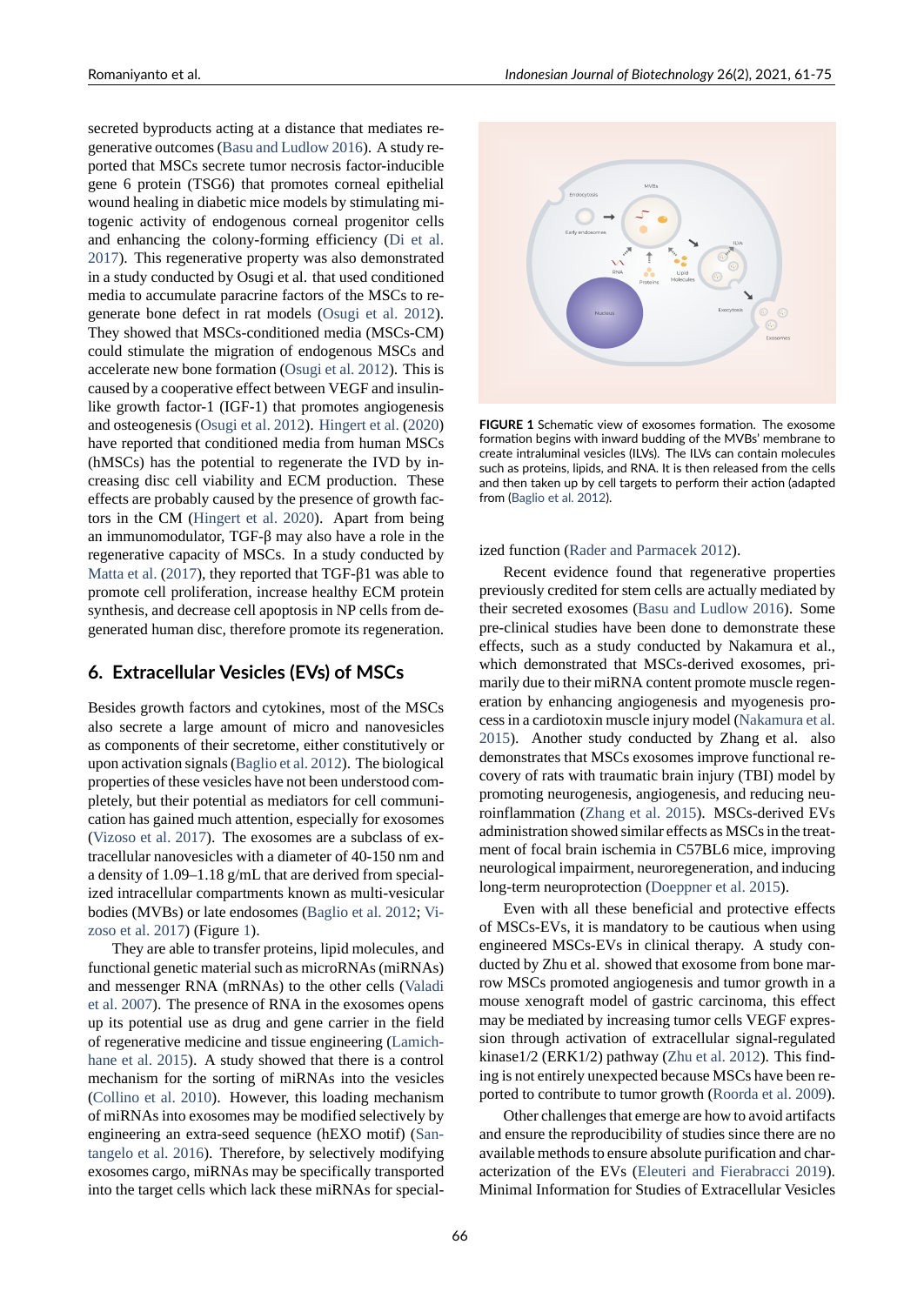secreted byproducts acting at a distance that mediates regenerative outcomes (Basu and Ludlow 2016). A study reported that MSCs secrete tumor necrosis factor-inducible gene 6 protein (TSG6) that promotes corneal epithelial wound healing in diabetic mice models by stimulating mitogenic activity of endogenous corneal progenitor cells and enhancing the colony-forming efficiency (Di et al. 2017). This regenerative property was also demonstrated in a study conducted by Osugi et al. that used conditioned media to accumulate paracrine factors of the MSCs to regenerate bone defect in rat models (Osugi et al. 2012). They showed that MSCs-conditioned media (MSCs-CM) could stimulate the migration of endogenous MSCs and accelerate new bone formation (Osugi et al. 2012). This is caused by a cooperative effect between VEGF and insulin-like growth factor-1 (IGF-1) that promotes angiogenesis and osteogenesis (Osugi et al. 2012). Hingert et al. (2020) have reported that conditioned media from human MSCs (hMSCs) has the potential to regenerate the IVD by increasing disc cell viability and ECM production. These effects are probably caused by the presence of growth factors in the CM (Hingert et al. 2020). Apart from being an immunomodulator, TGF-β may also have a role in the regenerative capacity of MSCs. In a study conducted by Matta et al. (2017), they reported that TGF-β1 was able to promote cell proliferation, increase healthy ECM protein synthesis, and decrease cell apoptosis in NP cells from degenerated human disc, therefore promote its regeneration.

## 6. Extracellular Vesicles (EVs) of MSCs

Besides growth factors and cytokines, most of the MSCs also secrete a large amount of micro and nanovesicles as components of their secretome, either constitutively or upon activation signals (Baglio et al. 2012). The biological properties of these vesicles have not been understood completely, but their potential as mediators for cell communication has gained much attention, especially for exosomes (Vizoso et al. 2017). The exosomes are a subclass of extracellular nanovesicles with a diameter of 40-150 nm and a density of 1.09–1.18 g/mL that are derived from specialized intracellular compartments known as multi-vesicular bodies (MVBs) or late endosomes (Baglio et al. 2012; Vizoso et al. 2017) (Figure 1).

They are able to transfer proteins, lipid molecules, and functional genetic material such as microRNAs (miRNAs) and messenger RNA (mRNAs) to the other cells (Valadi et al. 2007). The presence of RNA in the exosomes opens up its potential use as drug and gene carrier in the field of regenerative medicine and tissue engineering (Lamichhane et al. 2015). A study showed that there is a control mechanism for the sorting of miRNAs into the vesicles (Collino et al. 2010). However, this loading mechanism of miRNAs into exosomes may be modified selectively by engineering an extra-seed sequence (hEXO motif) (Santangelo et al. 2016). Therefore, by selectively modifying exosomes cargo, miRNAs may be specifically transported into the target cells which lack these miRNAs for specialized function (Rader and Parmacek 2012).

**FIGURE 1** Schematic view of exosomes formation. The exosome formation begins with inward budding of the MVBs' membrane to create intraluminal vesicles (ILVs). The ILVs can contain molecules such as proteins, lipids, and RNA. It is then released from the cells and then taken up by cell targets to perform their action (adapted from (Baglio et al. 2012).

Recent evidence found that regenerative properties previously credited for stem cells are actually mediated by their secreted exosomes (Basu and Ludlow 2016). Some pre-clinical studies have been done to demonstrate these effects, such as a study conducted by Nakamura et al., which demonstrated that MSCs-derived exosomes, primarily due to their miRNA content promote muscle regeneration by enhancing angiogenesis and myogenesis process in a cardiotoxin muscle injury model (Nakamura et al. 2015). Another study conducted by Zhang et al. also demonstrates that MSCs exosomes improve functional recovery of rats with traumatic brain injury (TBI) model by promoting neurogenesis, angiogenesis, and reducing neuroinflammation (Zhang et al. 2015). MSCs-derived EVs administration showed similar effects as MSCs in the treatment of focal brain ischemia in C57BL6 mice, improving neurological impairment, neuroregeneration, and inducing long-term neuroprotection (Doeppner et al. 2015).

Even with all these beneficial and protective effects of MSCs-EVs, it is mandatory to be cautious when using engineered MSCs-EVs in clinical therapy. A study conducted by Zhu et al. showed that exosome from bone marrow MSCs promoted angiogenesis and tumor growth in a mouse xenograft model of gastric carcinoma, this effect may be mediated by increasing tumor cells VEGF expression through activation of extracellular signal-regulated kinase1/2 (ERK1/2) pathway (Zhu et al. 2012). This finding is not entirely unexpected because MSCs have been reported to contribute to tumor growth (Roorda et al. 2009).

Other challenges that emerge are how to avoid artifacts and ensure the reproducibility of studies since there are no available methods to ensure absolute purification and characterization of the EVs (Eleuteri and Fierabracci 2019). Minimal Information for Studies of Extracellular Vesicles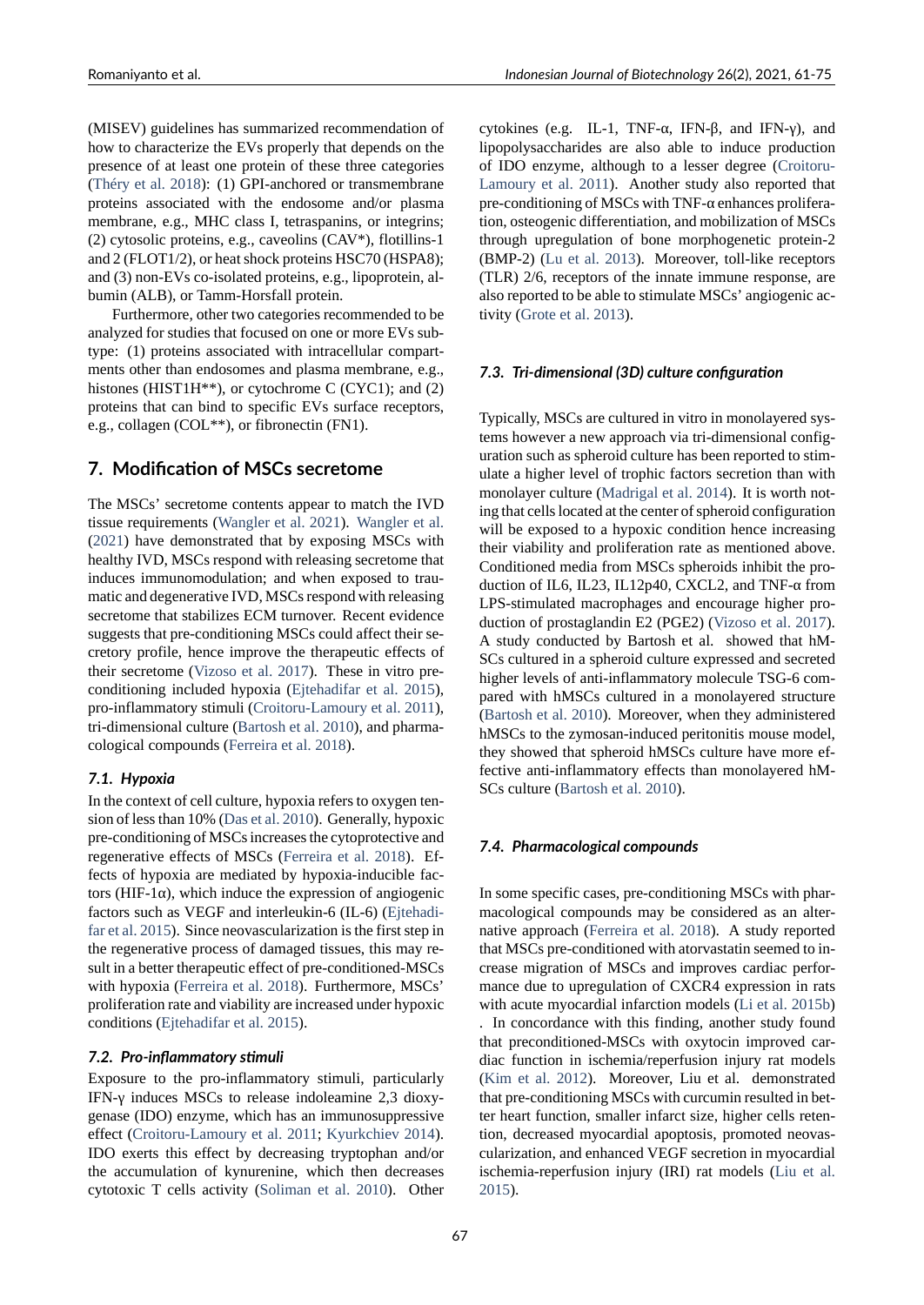(MISEV) guidelines has summarized recommendation of how to characterize the EVs properly that depends on the presence of at least one protein of these three categories (Théry et al. 2018): (1) GPI-anchored or transmembrane proteins associated with the endosome and/or plasma membrane, e.g., MHC class I, tetraspanins, or integrins; (2) cytosolic proteins, e.g., caveolins (CAV*), flotillins-1 and 2 (FLOT1/2), or heat shock proteins HSC70 (HSPA8); and (3) non-EVs co-isolated proteins, e.g., lipoprotein, albumin (ALB), or Tamm-Horsfall protein.

Furthermore, other two categories recommended to be analyzed for studies that focused on one or more EVs subtype: (1) proteins associated with intracellular compartments other than endosomes and plasma membrane, e.g., histones (HIST1H**), or cytochrome C (CYC1); and (2) proteins that can bind to specific EVs surface receptors, e.g., collagen (COL**), or fibronectin (FN1).

## 7. Modification of MSCs secretome

The MSCs' secretome contents appear to match the IVD tissue requirements (Wangler et al. 2021). Wangler et al. (2021) have demonstrated that by exposing MSCs with healthy IVD, MSCs respond with releasing secretome that induces immunomodulation; and when exposed to traumatic and degenerative IVD, MSCs respond with releasing secretome that stabilizes ECM turnover. Recent evidence suggests that pre-conditioning MSCs could affect their secretory profile, hence improve the therapeutic effects of their secretome (Vizoso et al. 2017). These in vitro preconditioning included hypoxia (Ejtehadifar et al. 2015), pro-inflammatory stimuli (Croitoru-Lamoury et al. 2011), tri-dimensional culture (Bartosh et al. 2010), and pharmacological compounds (Ferreira et al. 2018).

### 7.1. Hypoxia

In the context of cell culture, hypoxia refers to oxygen tension of less than 10% (Das et al. 2010). Generally, hypoxic pre-conditioning of MSCs increases the cytoprotective and regenerative effects of MSCs (Ferreira et al. 2018). Effects of hypoxia are mediated by hypoxia-inducible factors (HIF-1α), which induce the expression of angiogenic factors such as VEGF and interleukin-6 (IL-6) (Ejtehadifar et al. 2015). Since neovascularization is the first step in the regenerative process of damaged tissues, this may result in a better therapeutic effect of pre-conditioned-MSCs with hypoxia (Ferreira et al. 2018). Furthermore, MSCs' proliferation rate and viability are increased under hypoxic conditions (Ejtehadifar et al. 2015).

### 7.2. Pro-inflammatory stimuli

Exposure to the pro-inflammatory stimuli, particularly IFN-γ induces MSCs to release indoleamine 2,3 dioxygenase (IDO) enzyme, which has an immunosuppressive effect (Croitoru-Lamoury et al. 2011; Kyurkchiev 2014). IDO exerts this effect by decreasing tryptophan and/or the accumulation of kynurenine, which then decreases cytotoxic T cells activity (Soliman et al. 2010). Other cytokines (e.g. IL-1, TNF-α, IFN-β, and IFN-γ), and lipopolysaccharides are also able to induce production of IDO enzyme, although to a lesser degree (Croitoru-Lamoury et al. 2011). Another study also reported that pre-conditioning of MSCs with TNF-α enhances proliferation, osteogenic differentiation, and mobilization of MSCs through upregulation of bone morphogenetic protein-2 (BMP-2) (Lu et al. 2013). Moreover, toll-like receptors (TLR) 2/6, receptors of the innate immune response, are also reported to be able to stimulate MSCs' angiogenic activity (Grote et al. 2013).

### 7.3. Tri-dimensional (3D) culture configuration

Typically, MSCs are cultured in vitro in monolayered systems however a new approach via tri-dimensional configuration such as spheroid culture has been reported to stimulate a higher level of trophic factors secretion than with monolayer culture (Madrigal et al. 2014). It is worth noting that cells located at the center of spheroid configuration will be exposed to a hypoxic condition hence increasing their viability and proliferation rate as mentioned above. Conditioned media from MSCs spheroids inhibit the production of IL6, IL23, IL12p40, CXCL2, and TNF-α from LPS-stimulated macrophages and encourage higher production of prostaglandin E2 (PGE2) (Vizoso et al. 2017). A study conducted by Bartosh et al. showed that hMSCs cultured in a spheroid culture expressed and secreted higher levels of anti-inflammatory molecule TSG-6 compared with hMSCs cultured in a monolayered structure (Bartosh et al. 2010). Moreover, when they administered hMSCs to the zymosan-induced peritonitis mouse model, they showed that spheroid hMSCs culture have more effective anti-inflammatory effects than monolayered hMSCs culture (Bartosh et al. 2010).

### 7.4. Pharmacological compounds

In some specific cases, pre-conditioning MSCs with pharmacological compounds may be considered as an alternative approach (Ferreira et al. 2018). A study reported that MSCs pre-conditioned with atorvastatin seemed to increase migration of MSCs and improves cardiac performance due to upregulation of CXCR4 expression in rats with acute myocardial infarction models (Li et al. 2015b). In concordance with this finding, another study found that preconditioned-MSCs with oxytocin improved cardiac function in ischemia/reperfusion injury rat models (Kim et al. 2012). Moreover, Liu et al. demonstrated that pre-conditioning MSCs with curcumin resulted in better heart function, smaller infarct size, higher cells retention, decreased myocardial apoptosis, promoted neovascularization, and enhanced VEGF secretion in myocardial ischemia-reperfusion injury (IRI) rat models (Liu et al. 2015).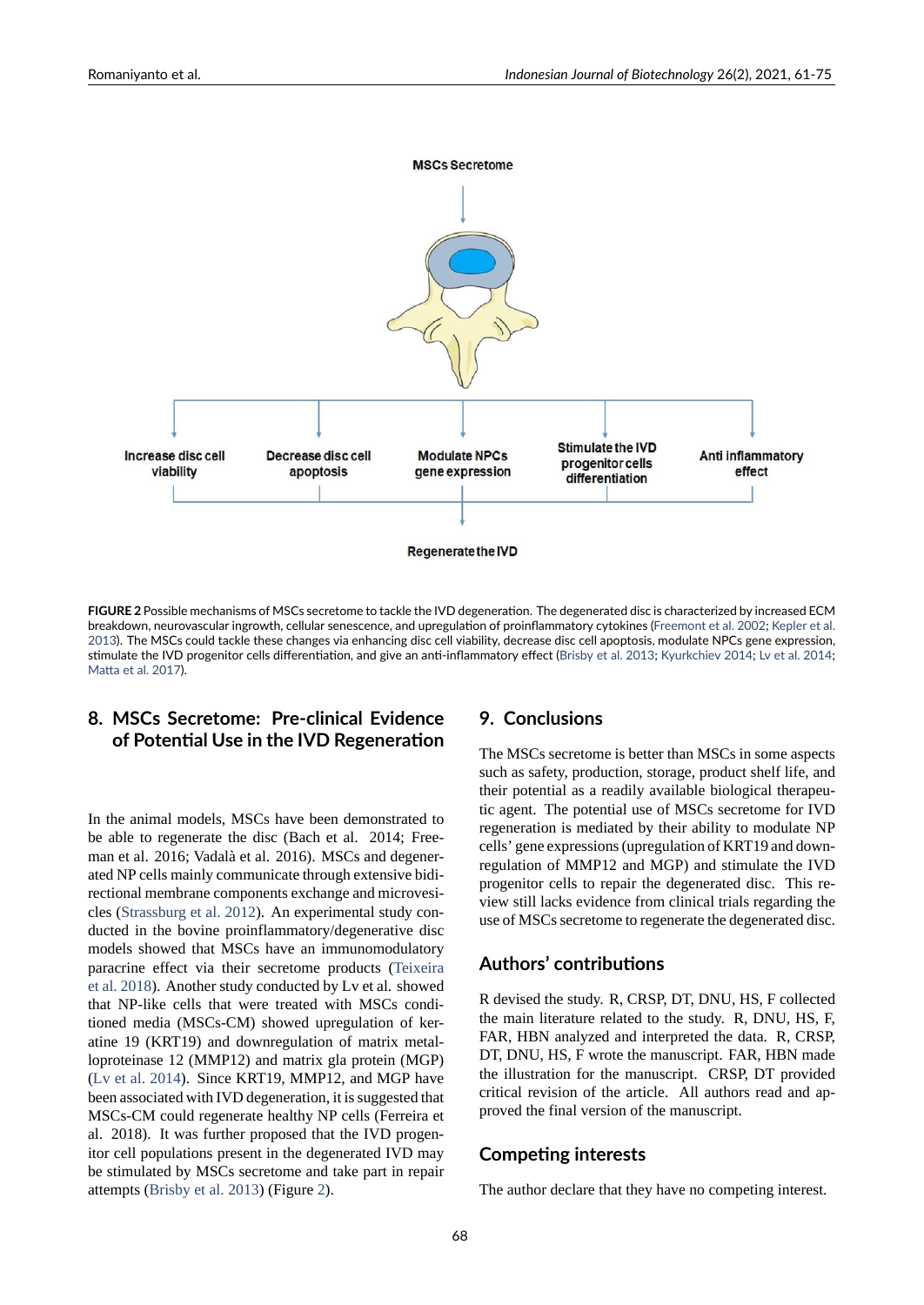MSCs Secretome

Increase disc cell viability

Decrease disc cell apoptosis

Modulate NPCs gene expression

Stimulate the IVD progenitor cells differentiation

Anti inflammatory effect

Regenerate the IVD

**FIGURE 2** Possible mechanisms of MSCs secretome to tackle the IVD degeneration. The degenerated disc is characterized by increased ECM breakdown, neurovascular ingrowth, cellular senescence, and upregulation of proinflammatory cytokines (Freemont et al. 2002; Kepler et al. 2013). The MSCs could tackle these changes via enhancing disc cell viability, decrease disc cell apoptosis, modulate NPCs gene expression, stimulate the IVD progenitor cells differentiation, and give an anti-inflammatory effect (Brisby et al. 2013; Kyurkchiev 2014; Lv et al. 2014; Matta et al. 2017).

## 8. MSCs Secretome: Pre-clinical Evidence of Potential Use in the IVD Regeneration

In the animal models, MSCs have been demonstrated to be able to regenerate the disc (Bach et al. 2014; Freeman et al. 2016; Vadalà et al. 2016). MSCs and degenerated NP cells mainly communicate through extensive bidirectional membrane components exchange and microvesicles (Strassburg et al. 2012). An experimental study conducted in the bovine proinflammatory/degenerative disc models showed that MSCs have an immunomodulatory paracrine effect via their secretome products (Teixeira et al. 2018). Another study conducted by Lv et al. showed that NP-like cells that were treated with MSCs conditioned media (MSCs-CM) showed upregulation of keratine 19 (KRT19) and downregulation of matrix metalloproteinase 12 (MMP12) and matrix gla protein (MGP) (Lv et al. 2014). Since KRT19, MMP12, and MGP have been associated with IVD degeneration, it is suggested that MSCs-CM could regenerate healthy NP cells (Ferreira et al. 2018). It was further proposed that the IVD progenitor cell populations present in the degenerated IVD may be stimulated by MSCs secretome and take part in repair attempts (Brisby et al. 2013) (Figure 2).

## 9. Conclusions

The MSCs secretome is better than MSCs in some aspects such as safety, production, storage, product shelf life, and their potential as a readily available biological therapeutic agent. The potential use of MSCs secretome for IVD regeneration is mediated by their ability to modulate NP cells' gene expressions (upregulation of KRT19 and downregulation of MMP12 and MGP) and stimulate the IVD progenitor cells to repair the degenerated disc. This review still lacks evidence from clinical trials regarding the use of MSCs secretome to regenerate the degenerated disc.

## Authors' contributions

R devised the study. R, CRSP, DT, DNU, HS, F collected the main literature related to the study. R, DNU, HS, F, FAR, HBN analyzed and interpreted the data. R, CRSP, DT, DNU, HS, F wrote the manuscript. FAR, HBN made the illustration for the manuscript. CRSP, DT provided critical revision of the article. All authors read and approved the final version of the manuscript.

## Competing interests

The author declare that they have no competing interest.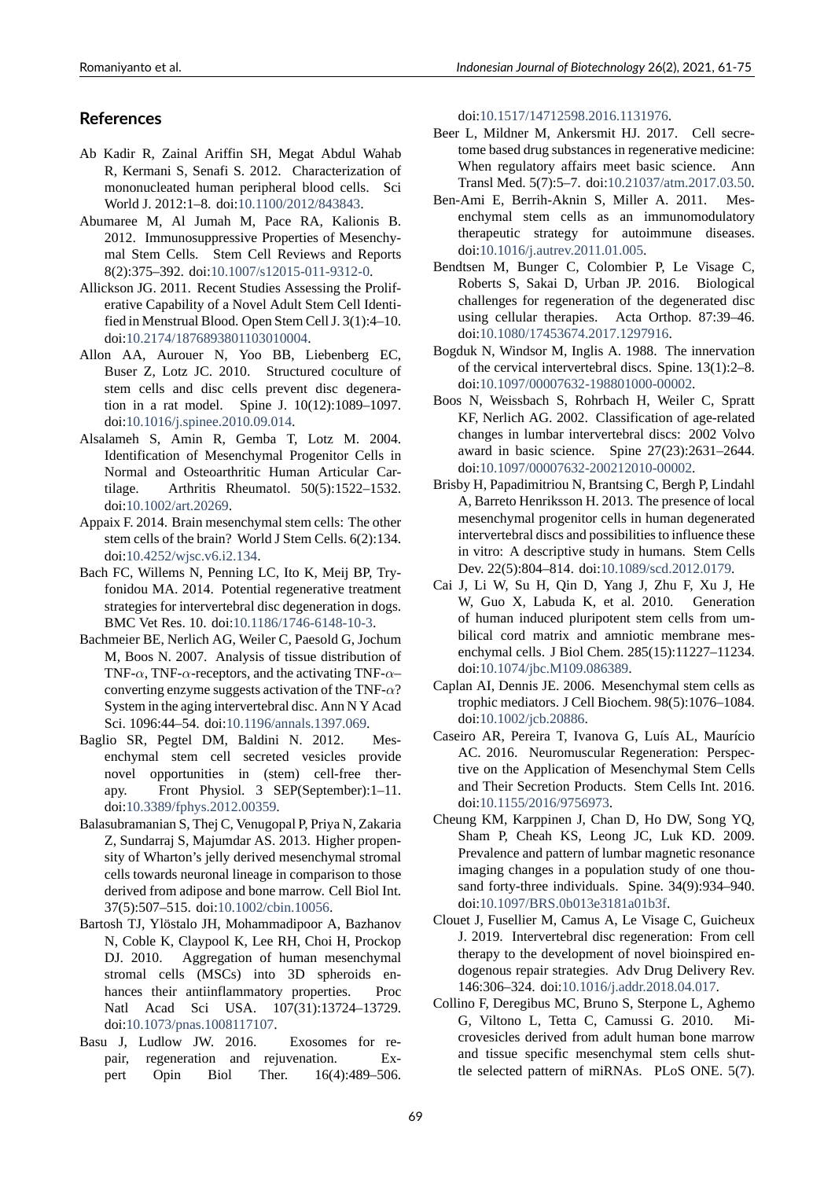## References

Ab Kadir R, Zainal Ariffin SH, Megat Abdul Wahab R, Kermani S, Senafi S. 2012. Characterization of mononucleated human peripheral blood cells. Sci World J. 2012:1–8. doi:10.1100/2012/843843.

Abumaree M, Al Jumah M, Pace RA, Kalionis B. 2012. Immunosuppressive Properties of Mesenchymal Stem Cells. Stem Cell Reviews and Reports 8(2):375–392. doi:10.1007/s12015-011-9312-0.

Allickson JG. 2011. Recent Studies Assessing the Proliferative Capability of a Novel Adult Stem Cell Identified in Menstrual Blood. Open Stem Cell J. 3(1):4–10. doi:10.2174/1876893801103010004.

Allon AA, Aurouer N, Yoo BB, Liebenberg EC, Buser Z, Lotz JC. 2010. Structured coculture of stem cells and disc cells prevent disc degeneration in a rat model. Spine J. 10(12):1089–1097. doi:10.1016/j.spinee.2010.09.014.

Alsalameh S, Amin R, Gemba T, Lotz M. 2004. Identification of Mesenchymal Progenitor Cells in Normal and Osteoarthritic Human Articular Cartilage. Arthritis Rheumatol. 50(5):1522–1532. doi:10.1002/art.20269.

Appaix F. 2014. Brain mesenchymal stem cells: The other stem cells of the brain? World J Stem Cells. 6(2):134. doi:10.4252/wjsc.v6.i2.134.

Bach FC, Willems N, Penning LC, Ito K, Meij BP, Tryfonidou MA. 2014. Potential regenerative treatment strategies for intervertebral disc degeneration in dogs. BMC Vet Res. 10. doi:10.1186/1746-6148-10-3.

Bachmeier BE, Nerlich AG, Weiler C, Paesold G, Jochum M, Boos N. 2007. Analysis of tissue distribution of TNF-$\alpha$, TNF-$\alpha$-receptors, and the activating TNF-$\alpha$–converting enzyme suggests activation of the TNF-$\alpha$? System in the aging intervertebral disc. Ann N Y Acad Sci. 1096:44–54. doi:10.1196/annals.1397.069.

Baglio SR, Pegtel DM, Baldini N. 2012. Mesenchymal stem cell secreted vesicles provide novel opportunities in (stem) cell-free therapy. Front Physiol. 3 SEP(September):1–11. doi:10.3389/fphys.2012.00359.

Balasubramanian S, Thej C, Venugopal P, Priya N, Zakaria Z, Sundarraj S, Majumdar AS. 2013. Higher propensity of Wharton's jelly derived mesenchymal stromal cells towards neuronal lineage in comparison to those derived from adipose and bone marrow. Cell Biol Int. 37(5):507–515. doi:10.1002/cbin.10056.

Bartosh TJ, Ylöstalo JH, Mohammadipoor A, Bazhanov N, Coble K, Claypool K, Lee RH, Choi H, Prockop DJ. 2010. Aggregation of human mesenchymal stromal cells (MSCs) into 3D spheroids enhances their antiinflammatory properties. Proc Natl Acad Sci USA. 107(31):13724–13729. doi:10.1073/pnas.1008117107.

Basu J, Ludlow JW. 2016. Exosomes for repair, regeneration and rejuvenation. Expert Opin Biol Ther. 16(4):489–506. doi:10.1517/14712598.2016.1131976.

Beer L, Mildner M, Ankersmit HJ. 2017. Cell secretome based drug substances in regenerative medicine: When regulatory affairs meet basic science. Ann Transl Med. 5(7):5–7. doi:10.21037/atm.2017.03.50.

Ben-Ami E, Berrih-Aknin S, Miller A. 2011. Mesenchymal stem cells as an immunomodulatory therapeutic strategy for autoimmune diseases. doi:10.1016/j.autrev.2011.01.005.

Bendtsen M, Bunger C, Colombier P, Le Visage C, Roberts S, Sakai D, Urban JP. 2016. Biological challenges for regeneration of the degenerated disc using cellular therapies. Acta Orthop. 87:39–46. doi:10.1080/17453674.2017.1297916.

Bogduk N, Windsor M, Inglis A. 1988. The innervation of the cervical intervertebral discs. Spine. 13(1):2–8. doi:10.1097/00007632-198801000-00002.

Boos N, Weissbach S, Rohrbach H, Weiler C, Spratt KF, Nerlich AG. 2002. Classification of age-related changes in lumbar intervertebral discs: 2002 Volvo award in basic science. Spine 27(23):2631–2644. doi:10.1097/00007632-200212010-00002.

Brisby H, Papadimitriou N, Brantsing C, Bergh P, Lindahl A, Barreto Henriksson H. 2013. The presence of local mesenchymal progenitor cells in human degenerated intervertebral discs and possibilities to influence these in vitro: A descriptive study in humans. Stem Cells Dev. 22(5):804–814. doi:10.1089/scd.2012.0179.

Cai J, Li W, Su H, Qin D, Yang J, Zhu F, Xu J, He W, Guo X, Labuda K, et al. 2010. Generation of human induced pluripotent stem cells from umbilical cord matrix and amniotic membrane mesenchymal cells. J Biol Chem. 285(15):11227–11234. doi:10.1074/jbc.M109.086389.

Caplan AI, Dennis JE. 2006. Mesenchymal stem cells as trophic mediators. J Cell Biochem. 98(5):1076–1084. doi:10.1002/jcb.20886.

Caseiro AR, Pereira T, Ivanova G, Luís AL, Maurício AC. 2016. Neuromuscular Regeneration: Perspective on the Application of Mesenchymal Stem Cells and Their Secretion Products. Stem Cells Int. 2016. doi:10.1155/2016/9756973.

Cheung KM, Karppinen J, Chan D, Ho DW, Song YQ, Sham P, Cheah KS, Leong JC, Luk KD. 2009. Prevalence and pattern of lumbar magnetic resonance imaging changes in a population study of one thousand forty-three individuals. Spine. 34(9):934–940. doi:10.1097/BRS.0b013e3181a01b3f.

Clouet J, Fusellier M, Camus A, Le Visage C, Guicheux J. 2019. Intervertebral disc regeneration: From cell therapy to the development of novel bioinspired endogenous repair strategies. Adv Drug Delivery Rev. 146:306–324. doi:10.1016/j.addr.2018.04.017.

Collino F, Deregibus MC, Bruno S, Sterpone L, Aghemo G, Viltono L, Tetta C, Camussi G. 2010. Microvesicles derived from adult human bone marrow and tissue specific mesenchymal stem cells shuttle selected pattern of miRNAs. PLoS ONE. 5(7).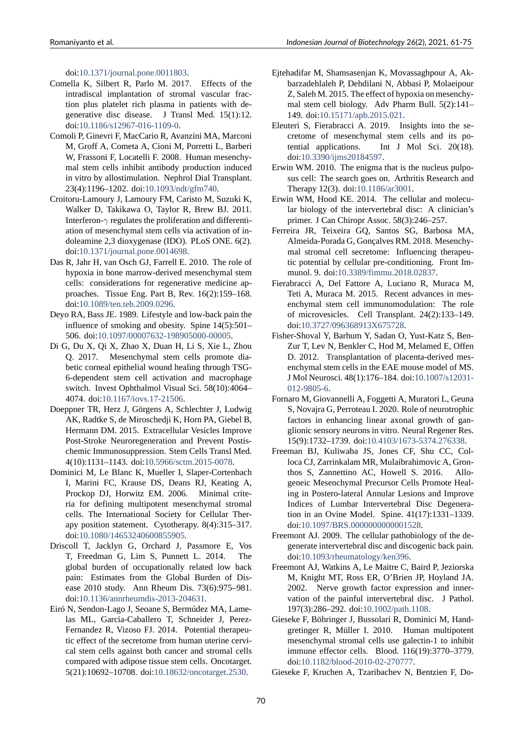doi:10.1371/journal.pone.0011803.

Comella K, Silbert R, Parlo M. 2017. Effects of the intradiscal implantation of stromal vascular fraction plus platelet rich plasma in patients with degenerative disc disease. J Transl Med. 15(1):12. doi:10.1186/s12967-016-1109-0.

Comoli P, Ginevri F, MacCario R, Avanzini MA, Marconi M, Groff A, Cometa A, Cioni M, Porretti L, Barberi W, Frassoni F, Locatelli F. 2008. Human mesenchymal stem cells inhibit antibody production induced in vitro by allostimulation. Nephrol Dial Transplant. 23(4):1196–1202. doi:10.1093/ndt/gfm740.

Croitoru-Lamoury J, Lamoury FM, Caristo M, Suzuki K, Walker D, Takikawa O, Taylor R, Brew BJ. 2011. Interferon-$\gamma$ regulates the proliferation and differentiation of mesenchymal stem cells via activation of indoleamine 2,3 dioxygenase (IDO). PLoS ONE. 6(2). doi:10.1371/journal.pone.0014698.

Das R, Jahr H, van Osch GJ, Farrell E. 2010. The role of hypoxia in bone marrow-derived mesenchymal stem cells: considerations for regenerative medicine approaches. Tissue Eng. Part B, Rev. 16(2):159–168. doi:10.1089/ten.teb.2009.0296.

Deyo RA, Bass JE. 1989. Lifestyle and low-back pain the influence of smoking and obesity. Spine 14(5):501–506. doi:10.1097/00007632-198905000-00005.

Di G, Du X, Qi X, Zhao X, Duan H, Li S, Xie L, Zhou Q. 2017. Mesenchymal stem cells promote diabetic corneal epithelial wound healing through TSG-6-dependent stem cell activation and macrophage switch. Invest Ophthalmol Visual Sci. 58(10):4064–4074. doi:10.1167/iovs.17-21506.

Doeppner TR, Herz J, Görgens A, Schlechter J, Ludwig AK, Radtke S, de Miroschedji K, Horn PA, Giebel B, Hermann DM. 2015. Extracellular Vesicles Improve Post-Stroke Neuroregeneration and Prevent Postischemic Immunosuppression. Stem Cells Transl Med. 4(10):1131–1143. doi:10.5966/sctm.2015-0078.

Dominici M, Le Blanc K, Mueller I, Slaper-Cortenbach I, Marini FC, Krause DS, Deans RJ, Keating A, Prockop DJ, Horwitz EM. 2006. Minimal criteria for defining multipotent mesenchymal stromal cells. The International Society for Cellular Therapy position statement. Cytotherapy. 8(4):315–317. doi:10.1080/14653240600855905.

Driscoll T, Jacklyn G, Orchard J, Passmore E, Vos T, Freedman G, Lim S, Punnett L. 2014. The global burden of occupationally related low back pain: Estimates from the Global Burden of Disease 2010 study. Ann Rheum Dis. 73(6):975–981. doi:10.1136/annrheumdis-2013-204631.

Eiró N, Sendon-Lago J, Seoane S, Bermúdez MA, Lamelas ML, Garcia-Caballero T, Schneider J, Perez-Fernandez R, Vizoso FJ. 2014. Potential therapeutic effect of the secretome from human uterine cervical stem cells against both cancer and stromal cells compared with adipose tissue stem cells. Oncotarget. 5(21):10692–10708. doi:10.18632/oncotarget.2530.

Ejtehadifar M, Shamsasenjan K, Movassaghpour A, Akbarzadehlaleh P, Dehdilani N, Abbasi P, Molaeipour Z, Saleh M. 2015. The effect of hypoxia on mesenchymal stem cell biology. Adv Pharm Bull. 5(2):141–149. doi:10.15171/apb.2015.021.

Eleuteri S, Fierabracci A. 2019. Insights into the secretome of mesenchymal stem cells and its potential applications. Int J Mol Sci. 20(18). doi:10.3390/ijms20184597.

Erwin WM. 2010. The enigma that is the nucleus pulposus cell: The search goes on. Arthritis Research and Therapy 12(3). doi:10.1186/ar3001.

Erwin WM, Hood KE. 2014. The cellular and molecular biology of the intervertebral disc: A clinician's primer. J Can Chiropr Assoc. 58(3):246–257.

Ferreira JR, Teixeira GQ, Santos SG, Barbosa MA, Almeida-Porada G, Gonçalves RM. 2018. Mesenchymal stromal cell secretome: Influencing therapeutic potential by cellular pre-conditioning. Front Immunol. 9. doi:10.3389/fimmu.2018.02837.

Fierabracci A, Del Fattore A, Luciano R, Muraca M, Teti A, Muraca M. 2015. Recent advances in mesenchymal stem cell immunomodulation: The role of microvesicles. Cell Transplant. 24(2):133–149. doi:10.3727/096368913X675728.

Fisher-Shoval Y, Barhum Y, Sadan O, Yust-Katz S, Ben-Zur T, Lev N, Benkler C, Hod M, Melamed E, Offen D. 2012. Transplantation of placenta-derived mesenchymal stem cells in the EAE mouse model of MS. J Mol Neurosci. 48(1):176–184. doi:10.1007/s12031-012-9805-6.

Fornaro M, Giovannelli A, Foggetti A, Muratori L, Geuna S, Novajra G, Perroteau I. 2020. Role of neurotrophic factors in enhancing linear axonal growth of ganglionic sensory neurons in vitro. Neural Regener Res. 15(9):1732–1739. doi:10.4103/1673-5374.276338.

Freeman BJ, Kuliwaba JS, Jones CF, Shu CC, Colloca CJ, Zarrinkalam MR, Mulaibrahimovic A, Gronthos S, Zannettino AC, Howell S. 2016. Allogeneic Mesenchymal Precursor Cells Promote Healing in Postero-lateral Annular Lesions and Improve Indices of Lumbar Intervertebral Disc Degeneration in an Ovine Model. Spine. 41(17):1331–1339. doi:10.1097/BRS.0000000000001528.

Freemont AJ. 2009. The cellular pathobiology of the degenerate intervertebral disc and discogenic back pain. doi:10.1093/rheumatology/ken396.

Freemont AJ, Watkins A, Le Maitre C, Baird P, Jeziorska M, Knight MT, Ross ER, O'Brien JP, Hoyland JA. 2002. Nerve growth factor expression and innervation of the painful intervertebral disc. J Pathol. 197(3):286–292. doi:10.1002/path.1108.

Gieseke F, Böhringer J, Bussolari R, Dominici M, Handgretinger R, Müller I. 2010. Human multipotent mesenchymal stromal cells use galectin-1 to inhibit immune effector cells. Blood. 116(19):3770–3779. doi:10.1182/blood-2010-02-270777.

Gieseke F, Kruchen A, Tzaribachev N, Bentzien F, Do-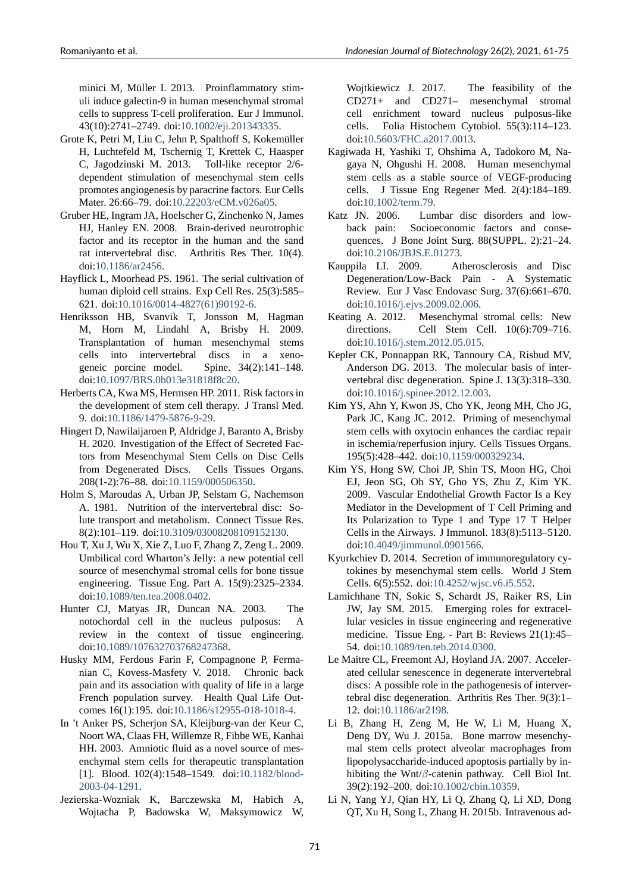minici M, Müller I. 2013. Proinflammatory stimuli induce galectin-9 in human mesenchymal stromal cells to suppress T-cell proliferation. Eur J Immunol. 43(10):2741–2749. doi:10.1002/eji.201343335.

Grote K, Petri M, Liu C, Jehn P, Spalthoff S, Kokemüller H, Luchtefeld M, Tschernig T, Krettek C, Haasper C, Jagodzinski M. 2013. Toll-like receptor 2/6-dependent stimulation of mesenchymal stem cells promotes angiogenesis by paracrine factors. Eur Cells Mater. 26:66–79. doi:10.22203/eCM.v026a05.

Gruber HE, Ingram JA, Hoelscher G, Zinchenko N, James HJ, Hanley EN. 2008. Brain-derived neurotrophic factor and its receptor in the human and the sand rat intervertebral disc. Arthritis Res Ther. 10(4). doi:10.1186/ar2456.

Hayflick L, Moorhead PS. 1961. The serial cultivation of human diploid cell strains. Exp Cell Res. 25(3):585–621. doi:10.1016/0014-4827(61)90192-6.

Henriksson HB, Svanvik T, Jonsson M, Hagman M, Horn M, Lindahl A, Brisby H. 2009. Transplantation of human mesenchymal stems cells into intervertebral discs in a xenogeneic porcine model. Spine. 34(2):141–148. doi:10.1097/BRS.0b013e31818f8c20.

Herberts CA, Kwa MS, Hermsen HP. 2011. Risk factors in the development of stem cell therapy. J Transl Med. 9. doi:10.1186/1479-5876-9-29.

Hingert D, Nawilaijaroen P, Aldridge J, Baranto A, Brisby H. 2020. Investigation of the Effect of Secreted Factors from Mesenchymal Stem Cells on Disc Cells from Degenerated Discs. Cells Tissues Organs. 208(1-2):76–88. doi:10.1159/000506350.

Holm S, Maroudas A, Urban JP, Selstam G, Nachemson A. 1981. Nutrition of the intervertebral disc: Solute transport and metabolism. Connect Tissue Res. 8(2):101–119. doi:10.3109/03008208109152130.

Hou T, Xu J, Wu X, Xie Z, Luo F, Zhang Z, Zeng L. 2009. Umbilical cord Wharton's Jelly: a new potential cell source of mesenchymal stromal cells for bone tissue engineering. Tissue Eng. Part A. 15(9):2325–2334. doi:10.1089/ten.tea.2008.0402.

Hunter CJ, Matyas JR, Duncan NA. 2003. The notochordal cell in the nucleus pulposus: A review in the context of tissue engineering. doi:10.1089/107632703768247368.

Husky MM, Ferdous Farin F, Compagnone P, Fermanian C, Kovess-Masfety V. 2018. Chronic back pain and its association with quality of life in a large French population survey. Health Qual Life Outcomes 16(1):195. doi:10.1186/s12955-018-1018-4.

In 't Anker PS, Scherjon SA, Kleijburg-van der Keur C, Noort WA, Claas FH, Willemze R, Fibbe WE, Kanhai HH. 2003. Amniotic fluid as a novel source of mesenchymal stem cells for therapeutic transplantation [1]. Blood. 102(4):1548–1549. doi:10.1182/blood-2003-04-1291.

Jezierska-Wozniak K, Barczewska M, Habich A, Wojtacha P, Badowska W, Maksymowicz W, Wojtkiewicz J. 2017. The feasibility of the CD271+ and CD271– mesenchymal stromal cell enrichment toward nucleus pulposus-like cells. Folia Histochem Cytobiol. 55(3):114–123. doi:10.5603/FHC.a2017.0013.

Kagiwada H, Yashiki T, Ohshima A, Tadokoro M, Nagaya N, Ohgushi H. 2008. Human mesenchymal stem cells as a stable source of VEGF-producing cells. J Tissue Eng Regener Med. 2(4):184–189. doi:10.1002/term.79.

Katz JN. 2006. Lumbar disc disorders and low-back pain: Socioeconomic factors and consequences. J Bone Joint Surg. 88(SUPPL. 2):21–24. doi:10.2106/JBJS.E.01273.

Kauppila LI. 2009. Atherosclerosis and Disc Degeneration/Low-Back Pain - A Systematic Review. Eur J Vasc Endovasc Surg. 37(6):661–670. doi:10.1016/j.ejvs.2009.02.006.

Keating A. 2012. Mesenchymal stromal cells: New directions. Cell Stem Cell. 10(6):709–716. doi:10.1016/j.stem.2012.05.015.

Kepler CK, Ponnappan RK, Tannoury CA, Risbud MV, Anderson DG. 2013. The molecular basis of intervertebral disc degeneration. Spine J. 13(3):318–330. doi:10.1016/j.spinee.2012.12.003.

Kim YS, Ahn Y, Kwon JS, Cho YK, Jeong MH, Cho JG, Park JC, Kang JC. 2012. Priming of mesenchymal stem cells with oxytocin enhances the cardiac repair in ischemia/reperfusion injury. Cells Tissues Organs. 195(5):428–442. doi:10.1159/000329234.

Kim YS, Hong SW, Choi JP, Shin TS, Moon HG, Choi EJ, Jeon SG, Oh SY, Gho YS, Zhu Z, Kim YK. 2009. Vascular Endothelial Growth Factor Is a Key Mediator in the Development of T Cell Priming and Its Polarization to Type 1 and Type 17 T Helper Cells in the Airways. J Immunol. 183(8):5113–5120. doi:10.4049/jimmunol.0901566.

Kyurkchiev D. 2014. Secretion of immunoregulatory cytokines by mesenchymal stem cells. World J Stem Cells. 6(5):552. doi:10.4252/wjsc.v6.i5.552.

Lamichhane TN, Sokic S, Schardt JS, Raiker RS, Lin JW, Jay SM. 2015. Emerging roles for extracellular vesicles in tissue engineering and regenerative medicine. Tissue Eng. - Part B: Reviews 21(1):45–54. doi:10.1089/ten.teb.2014.0300.

Le Maitre CL, Freemont AJ, Hoyland JA. 2007. Accelerated cellular senescence in degenerate intervertebral discs: A possible role in the pathogenesis of intervertebral disc degeneration. Arthritis Res Ther. 9(3):1–12. doi:10.1186/ar2198.

Li B, Zhang H, Zeng M, He W, Li M, Huang X, Deng DY, Wu J. 2015a. Bone marrow mesenchymal stem cells protect alveolar macrophages from lipopolysaccharide-induced apoptosis partially by inhibiting the Wnt/$\beta$-catenin pathway. Cell Biol Int. 39(2):192–200. doi:10.1002/cbin.10359.

Li N, Yang YJ, Qian HY, Li Q, Zhang Q, Li XD, Dong QT, Xu H, Song L, Zhang H. 2015b. Intravenous ad-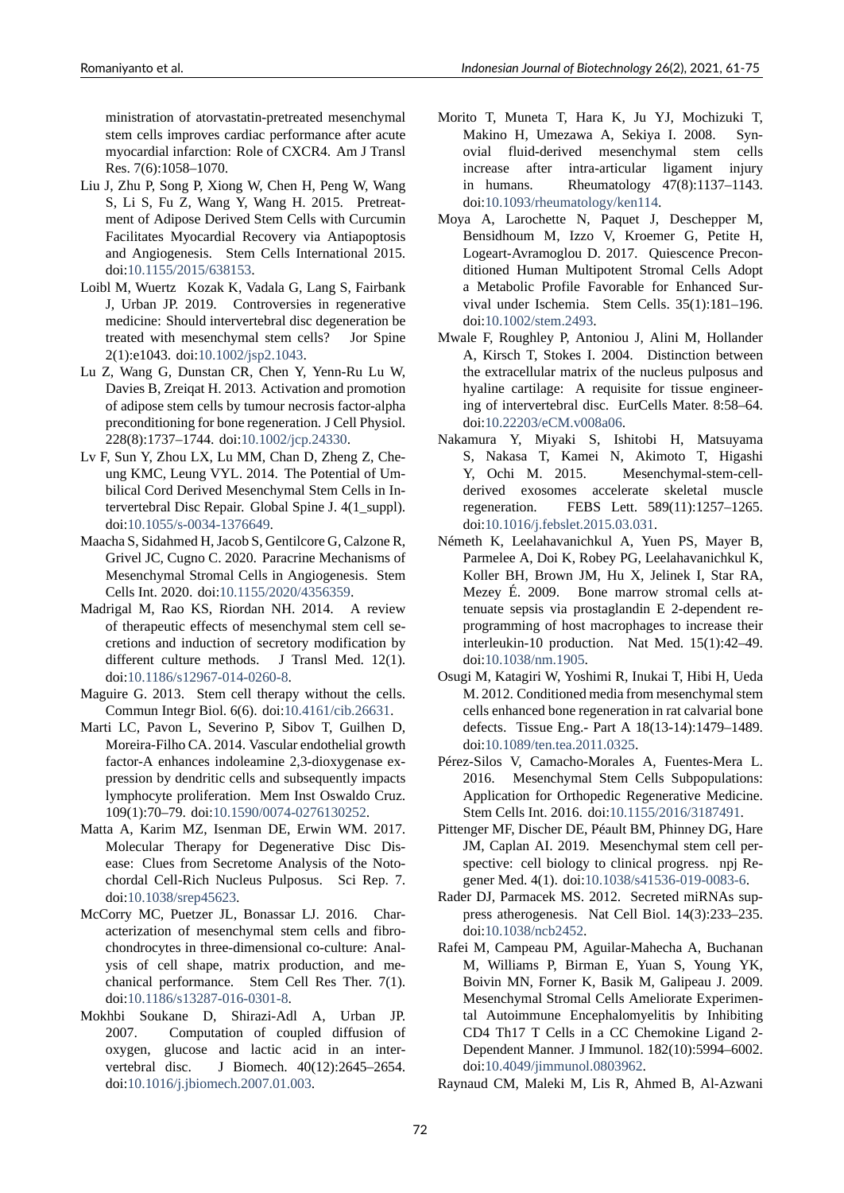ministration of atorvastatin-pretreated mesenchymal stem cells improves cardiac performance after acute myocardial infarction: Role of CXCR4. Am J Transl Res. 7(6):1058–1070.

Liu J, Zhu P, Song P, Xiong W, Chen H, Peng W, Wang S, Li S, Fu Z, Wang Y, Wang H. 2015. Pretreatment of Adipose Derived Stem Cells with Curcumin Facilitates Myocardial Recovery via Antiapoptosis and Angiogenesis. Stem Cells International 2015. doi:10.1155/2015/638153.

Loibl M, Wuertz Kozak K, Vadala G, Lang S, Fairbank J, Urban JP. 2019. Controversies in regenerative medicine: Should intervertebral disc degeneration be treated with mesenchymal stem cells? Jor Spine 2(1):e1043. doi:10.1002/jsp2.1043.

Lu Z, Wang G, Dunstan CR, Chen Y, Yenn-Ru Lu W, Davies B, Zreiqat H. 2013. Activation and promotion of adipose stem cells by tumour necrosis factor-alpha preconditioning for bone regeneration. J Cell Physiol. 228(8):1737–1744. doi:10.1002/jcp.24330.

Lv F, Sun Y, Zhou LX, Lu MM, Chan D, Zheng Z, Cheung KMC, Leung VYL. 2014. The Potential of Umbilical Cord Derived Mesenchymal Stem Cells in Intervertebral Disc Repair. Global Spine J. 4(1_suppl). doi:10.1055/s-0034-1376649.

Maacha S, Sidahmed H, Jacob S, Gentilcore G, Calzone R, Grivel JC, Cugno C. 2020. Paracrine Mechanisms of Mesenchymal Stromal Cells in Angiogenesis. Stem Cells Int. 2020. doi:10.1155/2020/4356359.

Madrigal M, Rao KS, Riordan NH. 2014. A review of therapeutic effects of mesenchymal stem cell secretions and induction of secretory modification by different culture methods. J Transl Med. 12(1). doi:10.1186/s12967-014-0260-8.

Maguire G. 2013. Stem cell therapy without the cells. Commun Integr Biol. 6(6). doi:10.4161/cib.26631.

Marti LC, Pavon L, Severino P, Sibov T, Guilhen D, Moreira-Filho CA. 2014. Vascular endothelial growth factor-A enhances indoleamine 2,3-dioxygenase expression by dendritic cells and subsequently impacts lymphocyte proliferation. Mem Inst Oswaldo Cruz. 109(1):70–79. doi:10.1590/0074-0276130252.

Matta A, Karim MZ, Isenman DE, Erwin WM. 2017. Molecular Therapy for Degenerative Disc Disease: Clues from Secretome Analysis of the Notochordal Cell-Rich Nucleus Pulposus. Sci Rep. 7. doi:10.1038/srep45623.

McCorry MC, Puetzer JL, Bonassar LJ. 2016. Characterization of mesenchymal stem cells and fibrochondrocytes in three-dimensional co-culture: Analysis of cell shape, matrix production, and mechanical performance. Stem Cell Res Ther. 7(1). doi:10.1186/s13287-016-0301-8.

Mokhbi Soukane D, Shirazi-Adl A, Urban JP. 2007. Computation of coupled diffusion of oxygen, glucose and lactic acid in an intervertebral disc. J Biomech. 40(12):2645–2654. doi:10.1016/j.jbiomech.2007.01.003.

Morito T, Muneta T, Hara K, Ju YJ, Mochizuki T, Makino H, Umezawa A, Sekiya I. 2008. Synovial fluid-derived mesenchymal stem cells increase after intra-articular ligament injury in humans. Rheumatology 47(8):1137–1143. doi:10.1093/rheumatology/ken114.

Moya A, Larochette N, Paquet J, Deschepper M, Bensidhoum M, Izzo V, Kroemer G, Petite H, Logeart-Avramoglou D. 2017. Quiescence Preconditioned Human Multipotent Stromal Cells Adopt a Metabolic Profile Favorable for Enhanced Survival under Ischemia. Stem Cells. 35(1):181–196. doi:10.1002/stem.2493.

Mwale F, Roughley P, Antoniou J, Alini M, Hollander A, Kirsch T, Stokes I. 2004. Distinction between the extracellular matrix of the nucleus pulposus and hyaline cartilage: A requisite for tissue engineering of intervertebral disc. EurCells Mater. 8:58–64. doi:10.22203/eCM.v008a06.

Nakamura Y, Miyaki S, Ishitobi H, Matsuyama S, Nakasa T, Kamei N, Akimoto T, Higashi Y, Ochi M. 2015. Mesenchymal-stem-cell-derived exosomes accelerate skeletal muscle regeneration. FEBS Lett. 589(11):1257–1265. doi:10.1016/j.febslet.2015.03.031.

Németh K, Leelahavanichkul A, Yuen PS, Mayer B, Parmelee A, Doi K, Robey PG, Leelahavanichkul K, Koller BH, Brown JM, Hu X, Jelinek I, Star RA, Mezey É. 2009. Bone marrow stromal cells attenuate sepsis via prostaglandin E 2-dependent reprogramming of host macrophages to increase their interleukin-10 production. Nat Med. 15(1):42–49. doi:10.1038/nm.1905.

Osugi M, Katagiri W, Yoshimi R, Inukai T, Hibi H, Ueda M. 2012. Conditioned media from mesenchymal stem cells enhanced bone regeneration in rat calvarial bone defects. Tissue Eng.- Part A 18(13-14):1479–1489. doi:10.1089/ten.tea.2011.0325.

Pérez-Silos V, Camacho-Morales A, Fuentes-Mera L. 2016. Mesenchymal Stem Cells Subpopulations: Application for Orthopedic Regenerative Medicine. Stem Cells Int. 2016. doi:10.1155/2016/3187491.

Pittenger MF, Discher DE, Péault BM, Phinney DG, Hare JM, Caplan AI. 2019. Mesenchymal stem cell perspective: cell biology to clinical progress. npj Regener Med. 4(1). doi:10.1038/s41536-019-0083-6.

Rader DJ, Parmacek MS. 2012. Secreted miRNAs suppress atherogenesis. Nat Cell Biol. 14(3):233–235. doi:10.1038/ncb2452.

Rafei M, Campeau PM, Aguilar-Mahecha A, Buchanan M, Williams P, Birman E, Yuan S, Young YK, Boivin MN, Forner K, Basik M, Galipeau J. 2009. Mesenchymal Stromal Cells Ameliorate Experimental Autoimmune Encephalomyelitis by Inhibiting CD4 Th17 T Cells in a CC Chemokine Ligand 2-Dependent Manner. J Immunol. 182(10):5994–6002. doi:10.4049/jimmunol.0803962.

Raynaud CM, Maleki M, Lis R, Ahmed B, Al-Azwani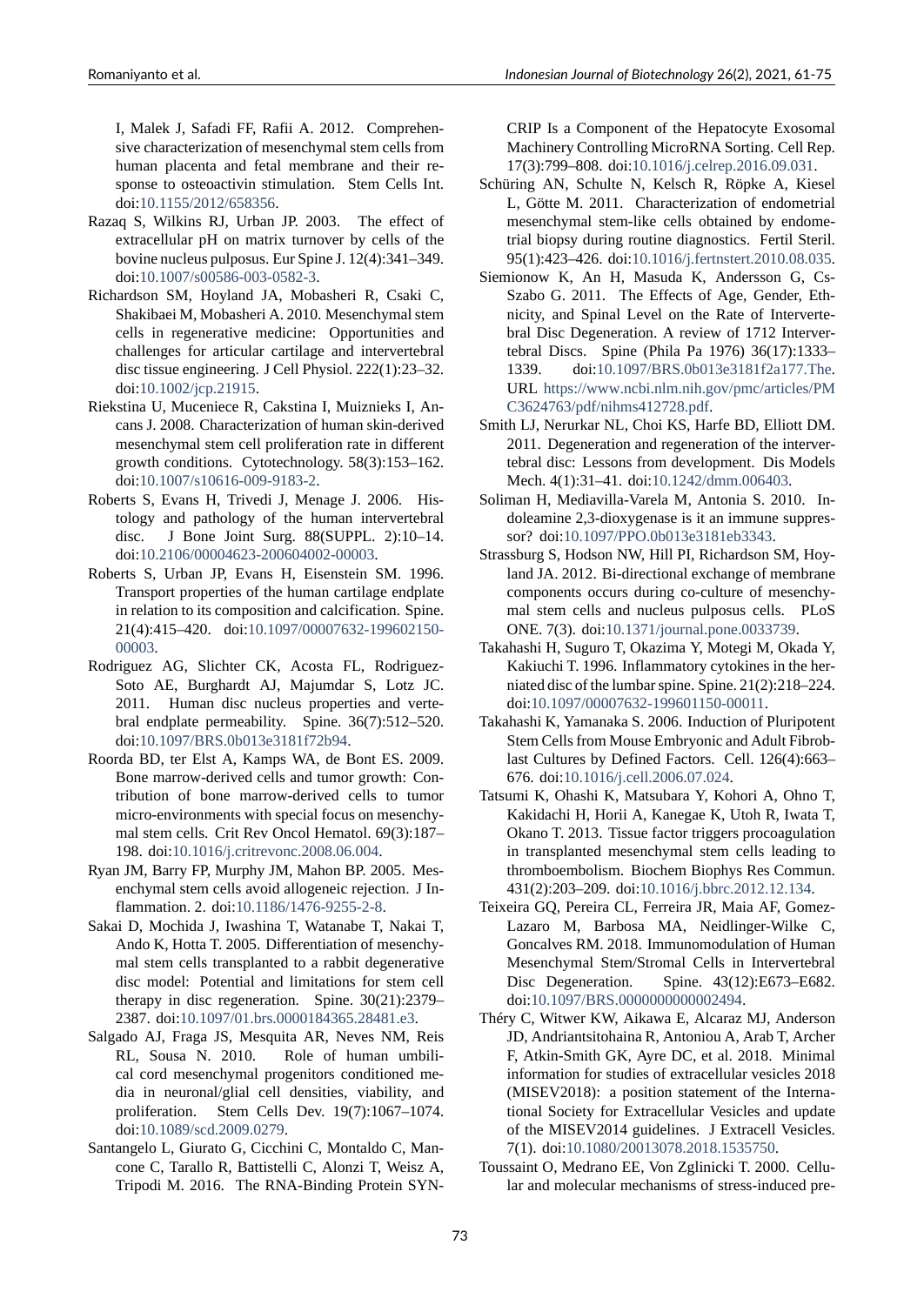I, Malek J, Safadi FF, Rafii A. 2012. Comprehensive characterization of mesenchymal stem cells from human placenta and fetal membrane and their response to osteoactivin stimulation. Stem Cells Int. doi:10.1155/2012/658356.

Razaq S, Wilkins RJ, Urban JP. 2003. The effect of extracellular pH on matrix turnover by cells of the bovine nucleus pulposus. Eur Spine J. 12(4):341–349. doi:10.1007/s00586-003-0582-3.

Richardson SM, Hoyland JA, Mobasheri R, Csaki C, Shakibaei M, Mobasheri A. 2010. Mesenchymal stem cells in regenerative medicine: Opportunities and challenges for articular cartilage and intervertebral disc tissue engineering. J Cell Physiol. 222(1):23–32. doi:10.1002/jcp.21915.

Riekstina U, Muceniece R, Cakstina I, Muiznieks I, Ancans J. 2008. Characterization of human skin-derived mesenchymal stem cell proliferation rate in different growth conditions. Cytotechnology. 58(3):153–162. doi:10.1007/s10616-009-9183-2.

Roberts S, Evans H, Trivedi J, Menage J. 2006. Histology and pathology of the human intervertebral disc. J Bone Joint Surg. 88(SUPPL. 2):10–14. doi:10.2106/00004623-200604002-00003.

Roberts S, Urban JP, Evans H, Eisenstein SM. 1996. Transport properties of the human cartilage endplate in relation to its composition and calcification. Spine. 21(4):415–420. doi:10.1097/00007632-199602150-00003.

Rodriguez AG, Slichter CK, Acosta FL, Rodriguez-Soto AE, Burghardt AJ, Majumdar S, Lotz JC. 2011. Human disc nucleus properties and vertebral endplate permeability. Spine. 36(7):512–520. doi:10.1097/BRS.0b013e3181f72b94.

Roorda BD, ter Elst A, Kamps WA, de Bont ES. 2009. Bone marrow-derived cells and tumor growth: Contribution of bone marrow-derived cells to tumor micro-environments with special focus on mesenchymal stem cells. Crit Rev Oncol Hematol. 69(3):187–198. doi:10.1016/j.critrevonc.2008.06.004.

Ryan JM, Barry FP, Murphy JM, Mahon BP. 2005. Mesenchymal stem cells avoid allogeneic rejection. J Inflammation. 2. doi:10.1186/1476-9255-2-8.

Sakai D, Mochida J, Iwashina T, Watanabe T, Nakai T, Ando K, Hotta T. 2005. Differentiation of mesenchymal stem cells transplanted to a rabbit degenerative disc model: Potential and limitations for stem cell therapy in disc regeneration. Spine. 30(21):2379–2387. doi:10.1097/01.brs.0000184365.28481.e3.

Salgado AJ, Fraga JS, Mesquita AR, Neves NM, Reis RL, Sousa N. 2010. Role of human umbilical cord mesenchymal progenitors conditioned media in neuronal/glial cell densities, viability, and proliferation. Stem Cells Dev. 19(7):1067–1074. doi:10.1089/scd.2009.0279.

Santangelo L, Giurato G, Cicchini C, Montaldo C, Mancone C, Tarallo R, Battistelli C, Alonzi T, Weisz A, Tripodi M. 2016. The RNA-Binding Protein SYNCRIP Is a Component of the Hepatocyte Exosomal Machinery Controlling MicroRNA Sorting. Cell Rep. 17(3):799–808. doi:10.1016/j.celrep.2016.09.031.

Schüring AN, Schulte N, Kelsch R, Röpke A, Kiesel L, Götte M. 2011. Characterization of endometrial mesenchymal stem-like cells obtained by endometrial biopsy during routine diagnostics. Fertil Steril. 95(1):423–426. doi:10.1016/j.fertnstert.2010.08.035.

Siemionow K, An H, Masuda K, Andersson G, Cs-Szabo G. 2011. The Effects of Age, Gender, Ethnicity, and Spinal Level on the Rate of Intervertebral Disc Degeneration. A review of 1712 Intervertebral Discs. Spine (Phila Pa 1976) 36(17):1333–1339. doi:10.1097/BRS.0b013e3181f2a177.The. URL https://www.ncbi.nlm.nih.gov/pmc/articles/PMC3624763/pdf/nihms412728.pdf.

Smith LJ, Nerurkar NL, Choi KS, Harfe BD, Elliott DM. 2011. Degeneration and regeneration of the intervertebral disc: Lessons from development. Dis Models Mech. 4(1):31–41. doi:10.1242/dmm.006403.

Soliman H, Mediavilla-Varela M, Antonia S. 2010. Indoleamine 2,3-dioxygenase is it an immune suppressor? doi:10.1097/PPO.0b013e3181eb3343.

Strassburg S, Hodson NW, Hill PI, Richardson SM, Hoyland JA. 2012. Bi-directional exchange of membrane components occurs during co-culture of mesenchymal stem cells and nucleus pulposus cells. PLoS ONE. 7(3). doi:10.1371/journal.pone.0033739.

Takahashi H, Suguro T, Okazima Y, Motegi M, Okada Y, Kakiuchi T. 1996. Inflammatory cytokines in the herniated disc of the lumbar spine. Spine. 21(2):218–224. doi:10.1097/00007632-199601150-00011.

Takahashi K, Yamanaka S. 2006. Induction of Pluripotent Stem Cells from Mouse Embryonic and Adult Fibroblast Cultures by Defined Factors. Cell. 126(4):663–676. doi:10.1016/j.cell.2006.07.024.

Tatsumi K, Ohashi K, Matsubara Y, Kohori A, Ohno T, Kakidachi H, Horii A, Kanegae K, Utoh R, Iwata T, Okano T. 2013. Tissue factor triggers procoagulation in transplanted mesenchymal stem cells leading to thromboembolism. Biochem Biophys Res Commun. 431(2):203–209. doi:10.1016/j.bbrc.2012.12.134.

Teixeira GQ, Pereira CL, Ferreira JR, Maia AF, Gomez-Lazaro M, Barbosa MA, Neidlinger-Wilke C, Goncalves RM. 2018. Immunomodulation of Human Mesenchymal Stem/Stromal Cells in Intervertebral Disc Degeneration. Spine. 43(12):E673–E682. doi:10.1097/BRS.0000000000002494.

Théry C, Witwer KW, Aikawa E, Alcaraz MJ, Anderson JD, Andriantsitohaina R, Antoniou A, Arab T, Archer F, Atkin-Smith GK, Ayre DC, et al. 2018. Minimal information for studies of extracellular vesicles 2018 (MISEV2018): a position statement of the International Society for Extracellular Vesicles and update of the MISEV2014 guidelines. J Extracell Vesicles. 7(1). doi:10.1080/20013078.2018.1535750.

Toussaint O, Medrano EE, Von Zglinicki T. 2000. Cellular and molecular mechanisms of stress-induced pre-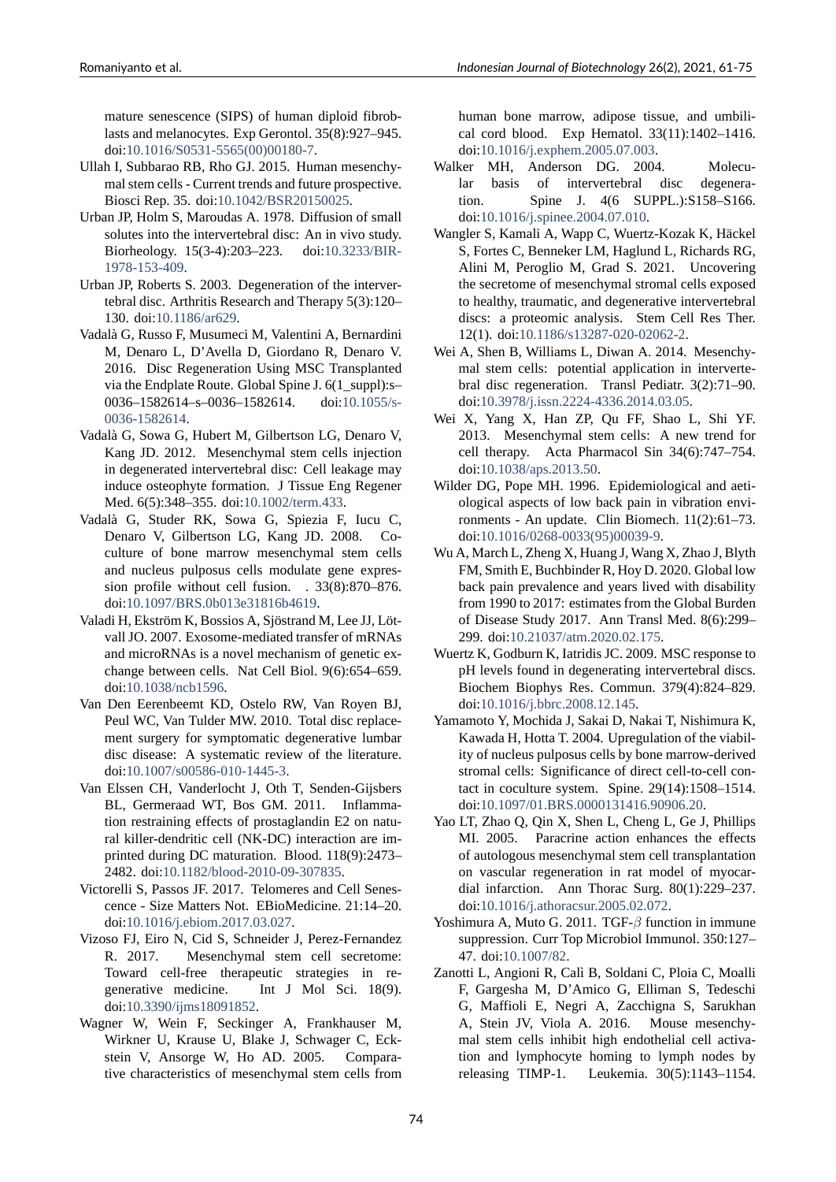mature senescence (SIPS) of human diploid fibroblasts and melanocytes. Exp Gerontol. 35(8):927–945. doi:10.1016/S0531-5565(00)00180-7.

Ullah I, Subbarao RB, Rho GJ. 2015. Human mesenchymal stem cells - Current trends and future prospective. Biosci Rep. 35. doi:10.1042/BSR20150025.

Urban JP, Holm S, Maroudas A. 1978. Diffusion of small solutes into the intervertebral disc: An in vivo study. Biorheology. 15(3-4):203–223. doi:10.3233/BIR-1978-153-409.

Urban JP, Roberts S. 2003. Degeneration of the intervertebral disc. Arthritis Research and Therapy 5(3):120–130. doi:10.1186/ar629.

Vadalà G, Russo F, Musumeci M, Valentini A, Bernardini M, Denaro L, D'Avella D, Giordano R, Denaro V. 2016. Disc Regeneration Using MSC Transplanted via the Endplate Route. Global Spine J. 6(1_suppl):s–0036–1582614–s–0036–1582614. doi:10.1055/s-0036-1582614.

Vadalà G, Sowa G, Hubert M, Gilbertson LG, Denaro V, Kang JD. 2012. Mesenchymal stem cells injection in degenerated intervertebral disc: Cell leakage may induce osteophyte formation. J Tissue Eng Regener Med. 6(5):348–355. doi:10.1002/term.433.

Vadalà G, Studer RK, Sowa G, Spiezia F, Iucu C, Denaro V, Gilbertson LG, Kang JD. 2008. Coculture of bone marrow mesenchymal stem cells and nucleus pulposus cells modulate gene expression profile without cell fusion. . 33(8):870–876. doi:10.1097/BRS.0b013e31816b4619.

Valadi H, Ekström K, Bossios A, Sjöstrand M, Lee JJ, Lötvall JO. 2007. Exosome-mediated transfer of mRNAs and microRNAs is a novel mechanism of genetic exchange between cells. Nat Cell Biol. 9(6):654–659. doi:10.1038/ncb1596.

Van Den Eerenbeemt KD, Ostelo RW, Van Royen BJ, Peul WC, Van Tulder MW. 2010. Total disc replacement surgery for symptomatic degenerative lumbar disc disease: A systematic review of the literature. doi:10.1007/s00586-010-1445-3.

Van Elssen CH, Vanderlocht J, Oth T, Senden-Gijsbers BL, Germeraad WT, Bos GM. 2011. Inflammation restraining effects of prostaglandin E2 on natural killer-dendritic cell (NK-DC) interaction are imprinted during DC maturation. Blood. 118(9):2473–2482. doi:10.1182/blood-2010-09-307835.

Victorelli S, Passos JF. 2017. Telomeres and Cell Senescence - Size Matters Not. EBioMedicine. 21:14–20. doi:10.1016/j.ebiom.2017.03.027.

Vizoso FJ, Eiro N, Cid S, Schneider J, Perez-Fernandez R. 2017. Mesenchymal stem cell secretome: Toward cell-free therapeutic strategies in regenerative medicine. Int J Mol Sci. 18(9). doi:10.3390/ijms18091852.

Wagner W, Wein F, Seckinger A, Frankhauser M, Wirkner U, Krause U, Blake J, Schwager C, Eckstein V, Ansorge W, Ho AD. 2005. Comparative characteristics of mesenchymal stem cells from human bone marrow, adipose tissue, and umbilical cord blood. Exp Hematol. 33(11):1402–1416. doi:10.1016/j.exphem.2005.07.003.

Walker MH, Anderson DG. 2004. Molecular basis of intervertebral disc degeneration. Spine J. 4(6 SUPPL.):S158–S166. doi:10.1016/j.spinee.2004.07.010.

Wangler S, Kamali A, Wapp C, Wuertz-Kozak K, Häckel S, Fortes C, Benneker LM, Haglund L, Richards RG, Alini M, Peroglio M, Grad S. 2021. Uncovering the secretome of mesenchymal stromal cells exposed to healthy, traumatic, and degenerative intervertebral discs: a proteomic analysis. Stem Cell Res Ther. 12(1). doi:10.1186/s13287-020-02062-2.

Wei A, Shen B, Williams L, Diwan A. 2014. Mesenchymal stem cells: potential application in intervertebral disc regeneration. Transl Pediatr. 3(2):71–90. doi:10.3978/j.issn.2224-4336.2014.03.05.

Wei X, Yang X, Han ZP, Qu FF, Shao L, Shi YF. 2013. Mesenchymal stem cells: A new trend for cell therapy. Acta Pharmacol Sin 34(6):747–754. doi:10.1038/aps.2013.50.

Wilder DG, Pope MH. 1996. Epidemiological and aetiological aspects of low back pain in vibration environments - An update. Clin Biomech. 11(2):61–73. doi:10.1016/0268-0033(95)00039-9.

Wu A, March L, Zheng X, Huang J, Wang X, Zhao J, Blyth FM, Smith E, Buchbinder R, Hoy D. 2020. Global low back pain prevalence and years lived with disability from 1990 to 2017: estimates from the Global Burden of Disease Study 2017. Ann Transl Med. 8(6):299–299. doi:10.21037/atm.2020.02.175.

Wuertz K, Godburn K, Iatridis JC. 2009. MSC response to pH levels found in degenerating intervertebral discs. Biochem Biophys Res. Commun. 379(4):824–829. doi:10.1016/j.bbrc.2008.12.145.

Yamamoto Y, Mochida J, Sakai D, Nakai T, Nishimura K, Kawada H, Hotta T. 2004. Upregulation of the viability of nucleus pulposus cells by bone marrow-derived stromal cells: Significance of direct cell-to-cell contact in coculture system. Spine. 29(14):1508–1514. doi:10.1097/01.BRS.0000131416.90906.20.

Yao LT, Zhao Q, Qin X, Shen L, Cheng L, Ge J, Phillips MI. 2005. Paracrine action enhances the effects of autologous mesenchymal stem cell transplantation on vascular regeneration in rat model of myocardial infarction. Ann Thorac Surg. 80(1):229–237. doi:10.1016/j.athoracsur.2005.02.072.

Yoshimura A, Muto G. 2011. TGF-$\beta$ function in immune suppression. Curr Top Microbiol Immunol. 350:127–47. doi:10.1007/82.

Zanotti L, Angioni R, Calì B, Soldani C, Ploia C, Moalli F, Gargesha M, D'Amico G, Elliman S, Tedeschi G, Maffioli E, Negri A, Zacchigna S, Sarukhan A, Stein JV, Viola A. 2016. Mouse mesenchymal stem cells inhibit high endothelial cell activation and lymphocyte homing to lymph nodes by releasing TIMP-1. Leukemia. 30(5):1143–1154.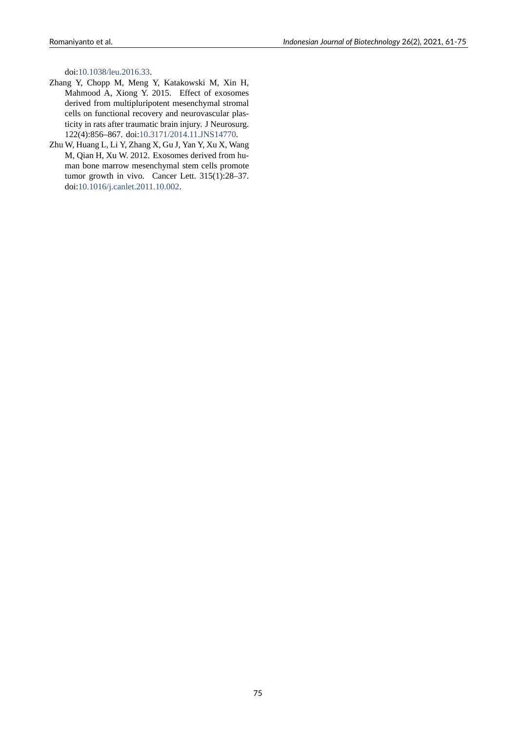doi:10.1038/leu.2016.33.

Zhang Y, Chopp M, Meng Y, Katakowski M, Xin H, Mahmood A, Xiong Y. 2015. Effect of exosomes derived from multipluripotent mesenchymal stromal cells on functional recovery and neurovascular plasticity in rats after traumatic brain injury. J Neurosurg. 122(4):856–867. doi:10.3171/2014.11.JNS14770.

Zhu W, Huang L, Li Y, Zhang X, Gu J, Yan Y, Xu X, Wang M, Qian H, Xu W. 2012. Exosomes derived from human bone marrow mesenchymal stem cells promote tumor growth in vivo. Cancer Lett. 315(1):28–37. doi:10.1016/j.canlet.2011.10.002.